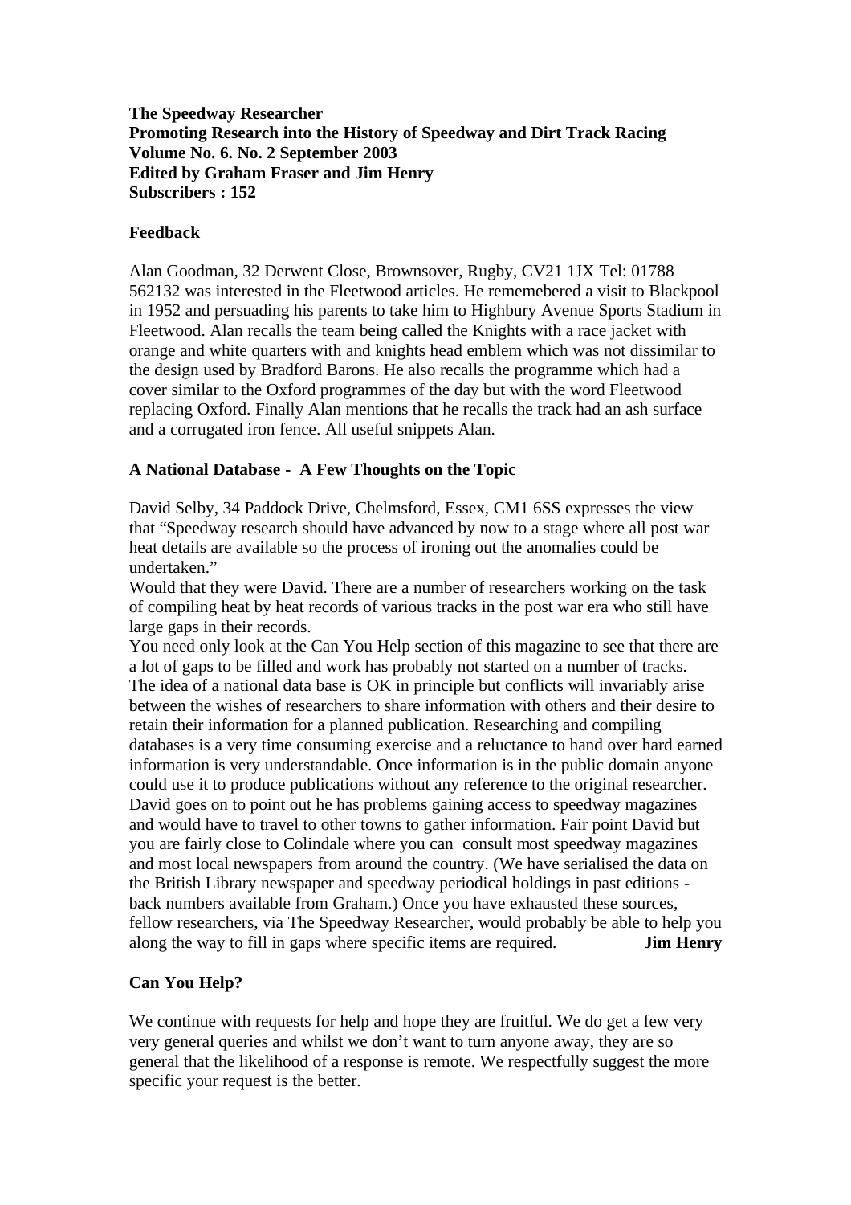**The Speedway Researcher**
**Promoting Research into the History of Speedway and Dirt Track Racing**
**Volume No. 6. No. 2 September 2003**
**Edited by Graham Fraser and Jim Henry**
**Subscribers : 152**

## Feedback

Alan Goodman, 32 Derwent Close, Brownsover, Rugby, CV21 1JX Tel: 01788 562132 was interested in the Fleetwood articles. He rememebered a visit to Blackpool in 1952 and persuading his parents to take him to Highbury Avenue Sports Stadium in Fleetwood. Alan recalls the team being called the Knights with a race jacket with orange and white quarters with and knights head emblem which was not dissimilar to the design used by Bradford Barons. He also recalls the programme which had a cover similar to the Oxford programmes of the day but with the word Fleetwood replacing Oxford. Finally Alan mentions that he recalls the track had an ash surface and a corrugated iron fence. All useful snippets Alan.

## A National Database - A Few Thoughts on the Topic

David Selby, 34 Paddock Drive, Chelmsford, Essex, CM1 6SS expresses the view that "Speedway research should have advanced by now to a stage where all post war heat details are available so the process of ironing out the anomalies could be undertaken."

Would that they were David. There are a number of researchers working on the task of compiling heat by heat records of various tracks in the post war era who still have large gaps in their records.

You need only look at the Can You Help section of this magazine to see that there are a lot of gaps to be filled and work has probably not started on a number of tracks. The idea of a national data base is OK in principle but conflicts will invariably arise between the wishes of researchers to share information with others and their desire to retain their information for a planned publication. Researching and compiling databases is a very time consuming exercise and a reluctance to hand over hard earned information is very understandable. Once information is in the public domain anyone could use it to produce publications without any reference to the original researcher. David goes on to point out he has problems gaining access to speedway magazines and would have to travel to other towns to gather information. Fair point David but you are fairly close to Colindale where you can consult most speedway magazines and most local newspapers from around the country. (We have serialised the data on the British Library newspaper and speedway periodical holdings in past editions - back numbers available from Graham.) Once you have exhausted these sources, fellow researchers, via The Speedway Researcher, would probably be able to help you along the way to fill in gaps where specific items are required. **Jim Henry**

## Can You Help?

We continue with requests for help and hope they are fruitful. We do get a few very very general queries and whilst we don't want to turn anyone away, they are so general that the likelihood of a response is remote. We respectfully suggest the more specific your request is the better.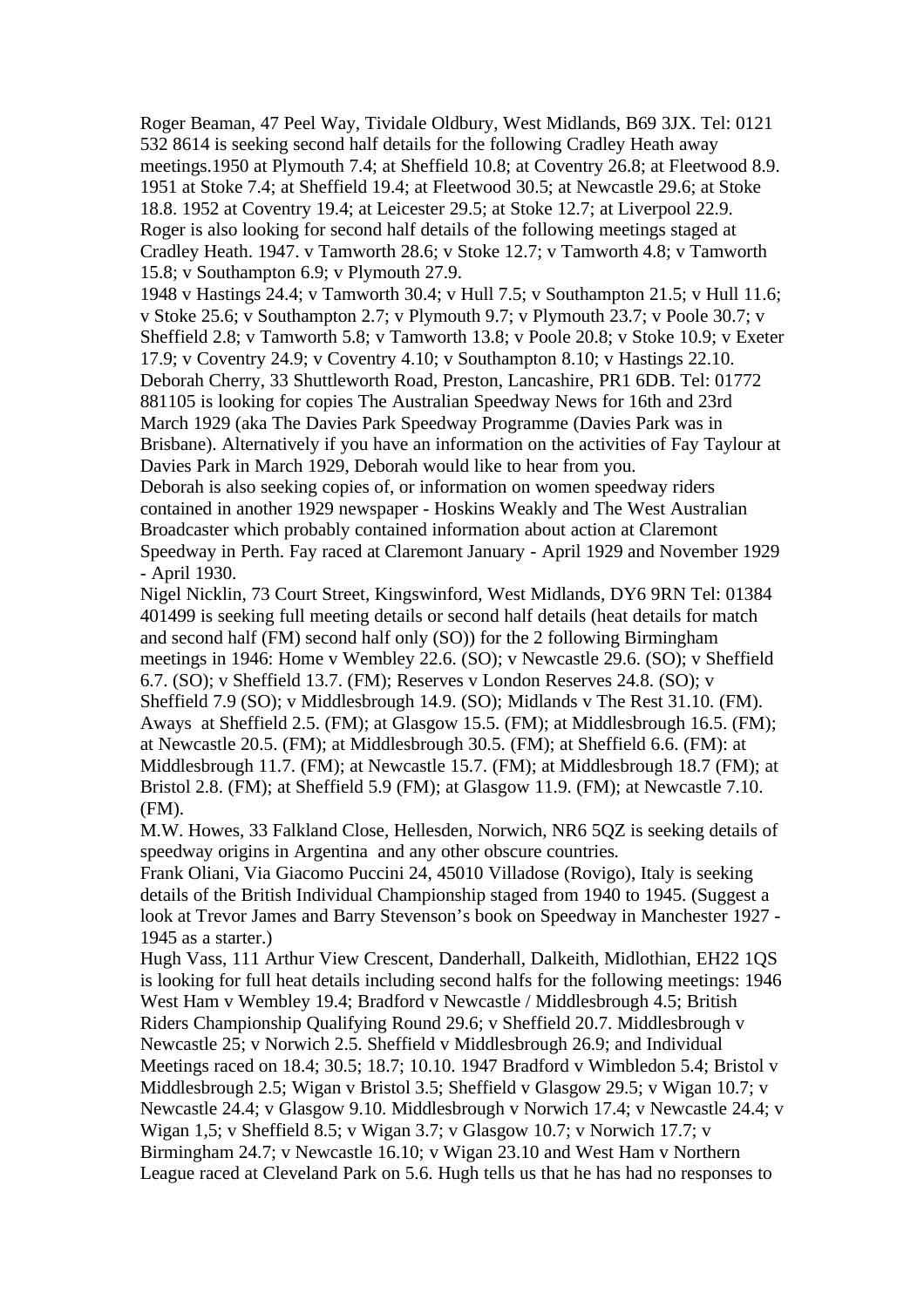Roger Beaman, 47 Peel Way, Tividale Oldbury, West Midlands, B69 3JX. Tel: 0121 532 8614 is seeking second half details for the following Cradley Heath away meetings.1950 at Plymouth 7.4; at Sheffield 10.8; at Coventry 26.8; at Fleetwood 8.9. 1951 at Stoke 7.4; at Sheffield 19.4; at Fleetwood 30.5; at Newcastle 29.6; at Stoke 18.8. 1952 at Coventry 19.4; at Leicester 29.5; at Stoke 12.7; at Liverpool 22.9. Roger is also looking for second half details of the following meetings staged at Cradley Heath. 1947. v Tamworth 28.6; v Stoke 12.7; v Tamworth 4.8; v Tamworth 15.8; v Southampton 6.9; v Plymouth 27.9.

1948 v Hastings 24.4; v Tamworth 30.4; v Hull 7.5; v Southampton 21.5; v Hull 11.6; v Stoke 25.6; v Southampton 2.7; v Plymouth 9.7; v Plymouth 23.7; v Poole 30.7; v Sheffield 2.8; v Tamworth 5.8; v Tamworth 13.8; v Poole 20.8; v Stoke 10.9; v Exeter 17.9; v Coventry 24.9; v Coventry 4.10; v Southampton 8.10; v Hastings 22.10.

Deborah Cherry, 33 Shuttleworth Road, Preston, Lancashire, PR1 6DB. Tel: 01772 881105 is looking for copies The Australian Speedway News for 16th and 23rd March 1929 (aka The Davies Park Speedway Programme (Davies Park was in Brisbane). Alternatively if you have an information on the activities of Fay Taylour at Davies Park in March 1929, Deborah would like to hear from you.

Deborah is also seeking copies of, or information on women speedway riders contained in another 1929 newspaper - Hoskins Weakly and The West Australian Broadcaster which probably contained information about action at Claremont Speedway in Perth. Fay raced at Claremont January - April 1929 and November 1929 - April 1930.

Nigel Nicklin, 73 Court Street, Kingswinford, West Midlands, DY6 9RN Tel: 01384 401499 is seeking full meeting details or second half details (heat details for match and second half (FM) second half only (SO)) for the 2 following Birmingham meetings in 1946: Home v Wembley 22.6. (SO); v Newcastle 29.6. (SO); v Sheffield 6.7. (SO); v Sheffield 13.7. (FM); Reserves v London Reserves 24.8. (SO); v Sheffield 7.9 (SO); v Middlesbrough 14.9. (SO); Midlands v The Rest 31.10. (FM). Aways at Sheffield 2.5. (FM); at Glasgow 15.5. (FM); at Middlesbrough 16.5. (FM); at Newcastle 20.5. (FM); at Middlesbrough 30.5. (FM); at Sheffield 6.6. (FM): at Middlesbrough 11.7. (FM); at Newcastle 15.7. (FM); at Middlesbrough 18.7 (FM); at Bristol 2.8. (FM); at Sheffield 5.9 (FM); at Glasgow 11.9. (FM); at Newcastle 7.10. (FM).

M.W. Howes, 33 Falkland Close, Hellesden, Norwich, NR6 5QZ is seeking details of speedway origins in Argentina and any other obscure countries.

Frank Oliani, Via Giacomo Puccini 24, 45010 Villadose (Rovigo), Italy is seeking details of the British Individual Championship staged from 1940 to 1945. (Suggest a look at Trevor James and Barry Stevenson's book on Speedway in Manchester 1927 - 1945 as a starter.)

Hugh Vass, 111 Arthur View Crescent, Danderhall, Dalkeith, Midlothian, EH22 1QS is looking for full heat details including second halfs for the following meetings: 1946 West Ham v Wembley 19.4; Bradford v Newcastle / Middlesbrough 4.5; British Riders Championship Qualifying Round 29.6; v Sheffield 20.7. Middlesbrough v Newcastle 25; v Norwich 2.5. Sheffield v Middlesbrough 26.9; and Individual Meetings raced on 18.4; 30.5; 18.7; 10.10. 1947 Bradford v Wimbledon 5.4; Bristol v Middlesbrough 2.5; Wigan v Bristol 3.5; Sheffield v Glasgow 29.5; v Wigan 10.7; v Newcastle 24.4; v Glasgow 9.10. Middlesbrough v Norwich 17.4; v Newcastle 24.4; v Wigan 1,5; v Sheffield 8.5; v Wigan 3.7; v Glasgow 10.7; v Norwich 17.7; v Birmingham 24.7; v Newcastle 16.10; v Wigan 23.10 and West Ham v Northern League raced at Cleveland Park on 5.6. Hugh tells us that he has had no responses to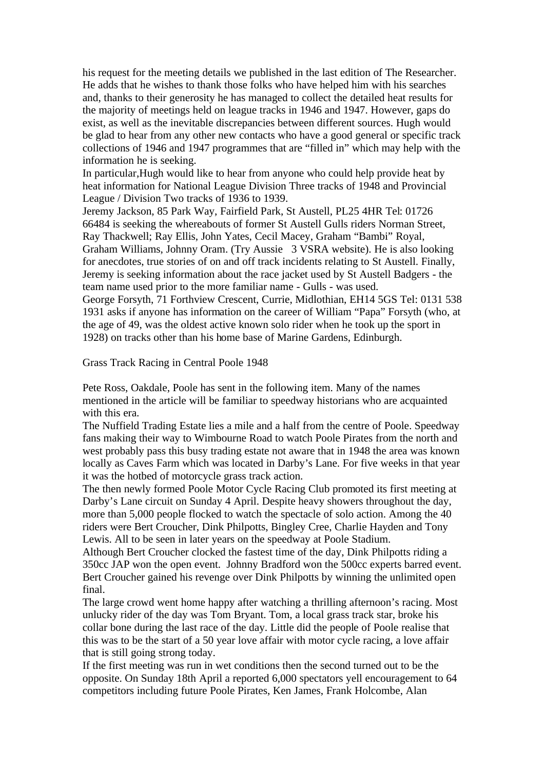his request for the meeting details we published in the last edition of The Researcher. He adds that he wishes to thank those folks who have helped him with his searches and, thanks to their generosity he has managed to collect the detailed heat results for the majority of meetings held on league tracks in 1946 and 1947. However, gaps do exist, as well as the inevitable discrepancies between different sources. Hugh would be glad to hear from any other new contacts who have a good general or specific track collections of 1946 and 1947 programmes that are "filled in" which may help with the information he is seeking.

In particular,Hugh would like to hear from anyone who could help provide heat by heat information for National League Division Three tracks of 1948 and Provincial League / Division Two tracks of 1936 to 1939.

Jeremy Jackson, 85 Park Way, Fairfield Park, St Austell, PL25 4HR Tel: 01726 66484 is seeking the whereabouts of former St Austell Gulls riders Norman Street, Ray Thackwell; Ray Ellis, John Yates, Cecil Macey, Graham "Bambi" Royal, Graham Williams, Johnny Oram. (Try Aussie 3 VSRA website). He is also looking for anecdotes, true stories of on and off track incidents relating to St Austell. Finally, Jeremy is seeking information about the race jacket used by St Austell Badgers - the team name used prior to the more familiar name - Gulls - was used.

George Forsyth, 71 Forthview Crescent, Currie, Midlothian, EH14 5GS Tel: 0131 538 1931 asks if anyone has information on the career of William "Papa" Forsyth (who, at the age of 49, was the oldest active known solo rider when he took up the sport in 1928) on tracks other than his home base of Marine Gardens, Edinburgh.

## Grass Track Racing in Central Poole 1948

Pete Ross, Oakdale, Poole has sent in the following item. Many of the names mentioned in the article will be familiar to speedway historians who are acquainted with this era.

The Nuffield Trading Estate lies a mile and a half from the centre of Poole. Speedway fans making their way to Wimbourne Road to watch Poole Pirates from the north and west probably pass this busy trading estate not aware that in 1948 the area was known locally as Caves Farm which was located in Darby's Lane. For five weeks in that year it was the hotbed of motorcycle grass track action.

The then newly formed Poole Motor Cycle Racing Club promoted its first meeting at Darby's Lane circuit on Sunday 4 April. Despite heavy showers throughout the day, more than 5,000 people flocked to watch the spectacle of solo action. Among the 40 riders were Bert Croucher, Dink Philpotts, Bingley Cree, Charlie Hayden and Tony Lewis. All to be seen in later years on the speedway at Poole Stadium.

Although Bert Croucher clocked the fastest time of the day, Dink Philpotts riding a 350cc JAP won the open event. Johnny Bradford won the 500cc experts barred event. Bert Croucher gained his revenge over Dink Philpotts by winning the unlimited open final.

The large crowd went home happy after watching a thrilling afternoon's racing. Most unlucky rider of the day was Tom Bryant. Tom, a local grass track star, broke his collar bone during the last race of the day. Little did the people of Poole realise that this was to be the start of a 50 year love affair with motor cycle racing, a love affair that is still going strong today.

If the first meeting was run in wet conditions then the second turned out to be the opposite. On Sunday 18th April a reported 6,000 spectators yell encouragement to 64 competitors including future Poole Pirates, Ken James, Frank Holcombe, Alan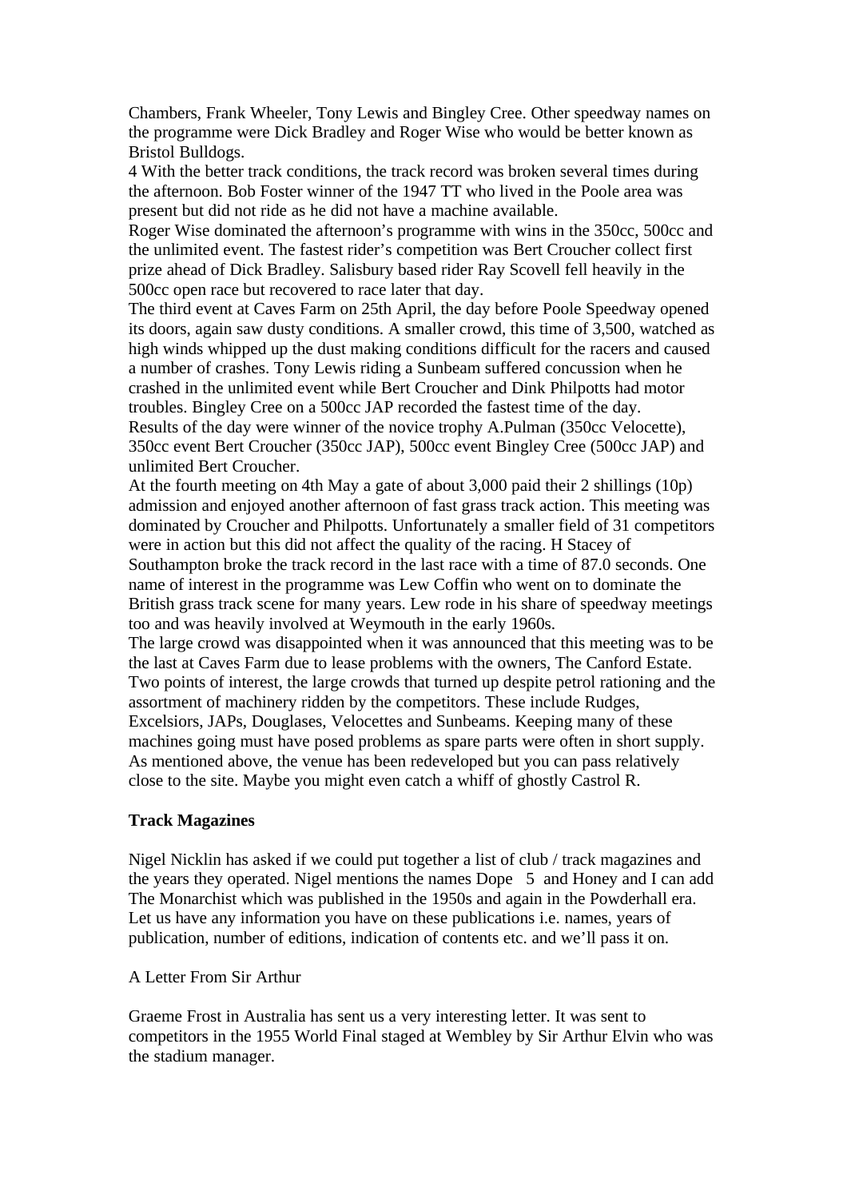Chambers, Frank Wheeler, Tony Lewis and Bingley Cree. Other speedway names on the programme were Dick Bradley and Roger Wise who would be better known as Bristol Bulldogs.

4 With the better track conditions, the track record was broken several times during the afternoon. Bob Foster winner of the 1947 TT who lived in the Poole area was present but did not ride as he did not have a machine available.

Roger Wise dominated the afternoon's programme with wins in the 350cc, 500cc and the unlimited event. The fastest rider's competition was Bert Croucher collect first prize ahead of Dick Bradley. Salisbury based rider Ray Scovell fell heavily in the 500cc open race but recovered to race later that day.

The third event at Caves Farm on 25th April, the day before Poole Speedway opened its doors, again saw dusty conditions. A smaller crowd, this time of 3,500, watched as high winds whipped up the dust making conditions difficult for the racers and caused a number of crashes. Tony Lewis riding a Sunbeam suffered concussion when he crashed in the unlimited event while Bert Croucher and Dink Philpotts had motor troubles. Bingley Cree on a 500cc JAP recorded the fastest time of the day.

Results of the day were winner of the novice trophy A.Pulman (350cc Velocette), 350cc event Bert Croucher (350cc JAP), 500cc event Bingley Cree (500cc JAP) and unlimited Bert Croucher.

At the fourth meeting on 4th May a gate of about 3,000 paid their 2 shillings (10p) admission and enjoyed another afternoon of fast grass track action. This meeting was dominated by Croucher and Philpotts. Unfortunately a smaller field of 31 competitors were in action but this did not affect the quality of the racing. H Stacey of Southampton broke the track record in the last race with a time of 87.0 seconds. One name of interest in the programme was Lew Coffin who went on to dominate the British grass track scene for many years. Lew rode in his share of speedway meetings too and was heavily involved at Weymouth in the early 1960s.

The large crowd was disappointed when it was announced that this meeting was to be the last at Caves Farm due to lease problems with the owners, The Canford Estate. Two points of interest, the large crowds that turned up despite petrol rationing and the assortment of machinery ridden by the competitors. These include Rudges, Excelsiors, JAPs, Douglases, Velocettes and Sunbeams. Keeping many of these machines going must have posed problems as spare parts were often in short supply. As mentioned above, the venue has been redeveloped but you can pass relatively close to the site. Maybe you might even catch a whiff of ghostly Castrol R.

**Track Magazines**

Nigel Nicklin has asked if we could put together a list of club / track magazines and the years they operated. Nigel mentions the names Dope 5 and Honey and I can add The Monarchist which was published in the 1950s and again in the Powderhall era. Let us have any information you have on these publications i.e. names, years of publication, number of editions, indication of contents etc. and we'll pass it on.

A Letter From Sir Arthur

Graeme Frost in Australia has sent us a very interesting letter. It was sent to competitors in the 1955 World Final staged at Wembley by Sir Arthur Elvin who was the stadium manager.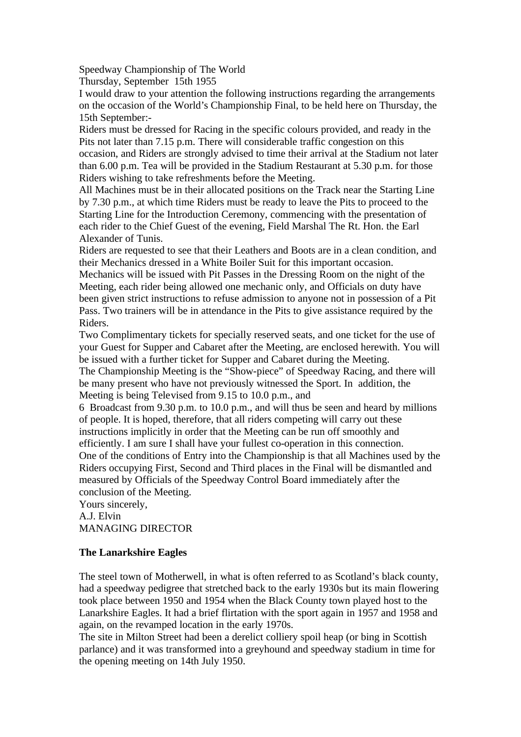Speedway Championship of The World

Thursday, September 15th 1955

I would draw to your attention the following instructions regarding the arrangements on the occasion of the World's Championship Final, to be held here on Thursday, the 15th September:-

Riders must be dressed for Racing in the specific colours provided, and ready in the Pits not later than 7.15 p.m. There will considerable traffic congestion on this occasion, and Riders are strongly advised to time their arrival at the Stadium not later than 6.00 p.m. Tea will be provided in the Stadium Restaurant at 5.30 p.m. for those Riders wishing to take refreshments before the Meeting.

All Machines must be in their allocated positions on the Track near the Starting Line by 7.30 p.m., at which time Riders must be ready to leave the Pits to proceed to the Starting Line for the Introduction Ceremony, commencing with the presentation of each rider to the Chief Guest of the evening, Field Marshal The Rt. Hon. the Earl Alexander of Tunis.

Riders are requested to see that their Leathers and Boots are in a clean condition, and their Mechanics dressed in a White Boiler Suit for this important occasion.

Mechanics will be issued with Pit Passes in the Dressing Room on the night of the Meeting, each rider being allowed one mechanic only, and Officials on duty have been given strict instructions to refuse admission to anyone not in possession of a Pit Pass. Two trainers will be in attendance in the Pits to give assistance required by the Riders.

Two Complimentary tickets for specially reserved seats, and one ticket for the use of your Guest for Supper and Cabaret after the Meeting, are enclosed herewith. You will be issued with a further ticket for Supper and Cabaret during the Meeting.

The Championship Meeting is the "Show-piece" of Speedway Racing, and there will be many present who have not previously witnessed the Sport. In addition, the Meeting is being Televised from 9.15 to 10.0 p.m., and

6 Broadcast from 9.30 p.m. to 10.0 p.m., and will thus be seen and heard by millions of people. It is hoped, therefore, that all riders competing will carry out these instructions implicitly in order that the Meeting can be run off smoothly and efficiently. I am sure I shall have your fullest co-operation in this connection.

One of the conditions of Entry into the Championship is that all Machines used by the Riders occupying First, Second and Third places in the Final will be dismantled and measured by Officials of the Speedway Control Board immediately after the conclusion of the Meeting.

Yours sincerely,

A.J. Elvin

MANAGING DIRECTOR

**The Lanarkshire Eagles**

The steel town of Motherwell, in what is often referred to as Scotland's black county, had a speedway pedigree that stretched back to the early 1930s but its main flowering took place between 1950 and 1954 when the Black County town played host to the Lanarkshire Eagles. It had a brief flirtation with the sport again in 1957 and 1958 and again, on the revamped location in the early 1970s.

The site in Milton Street had been a derelict colliery spoil heap (or bing in Scottish parlance) and it was transformed into a greyhound and speedway stadium in time for the opening meeting on 14th July 1950.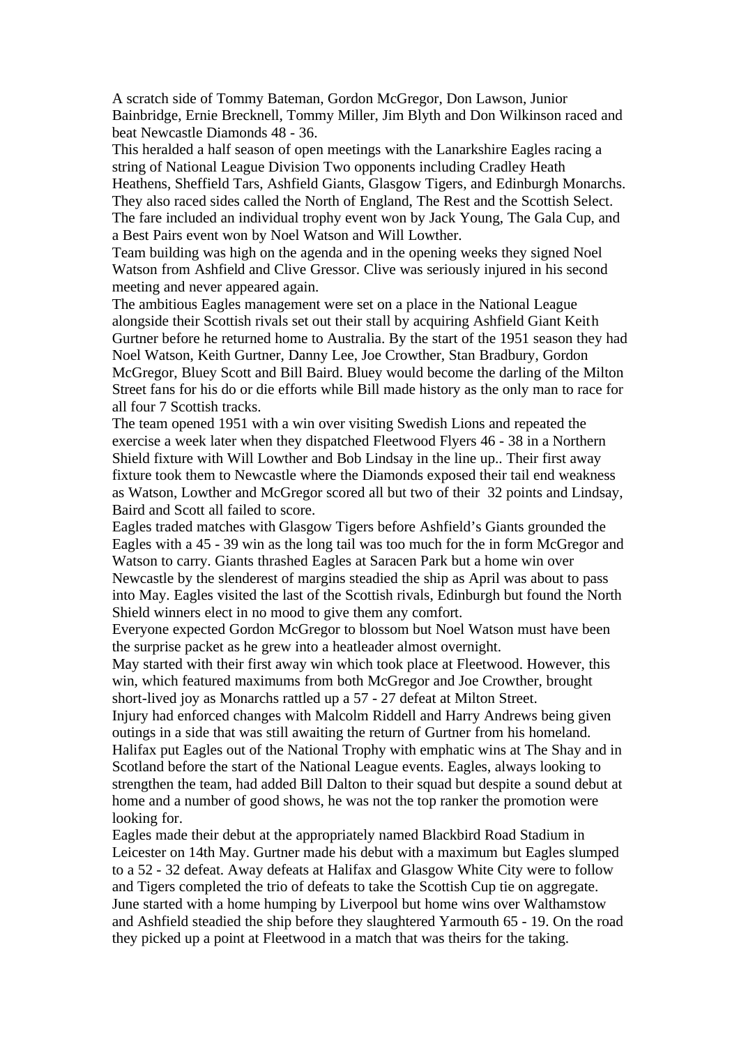A scratch side of Tommy Bateman, Gordon McGregor, Don Lawson, Junior Bainbridge, Ernie Brecknell, Tommy Miller, Jim Blyth and Don Wilkinson raced and beat Newcastle Diamonds 48 - 36.

This heralded a half season of open meetings with the Lanarkshire Eagles racing a string of National League Division Two opponents including Cradley Heath Heathens, Sheffield Tars, Ashfield Giants, Glasgow Tigers, and Edinburgh Monarchs. They also raced sides called the North of England, The Rest and the Scottish Select. The fare included an individual trophy event won by Jack Young, The Gala Cup, and a Best Pairs event won by Noel Watson and Will Lowther.

Team building was high on the agenda and in the opening weeks they signed Noel Watson from Ashfield and Clive Gressor. Clive was seriously injured in his second meeting and never appeared again.

The ambitious Eagles management were set on a place in the National League alongside their Scottish rivals set out their stall by acquiring Ashfield Giant Keith Gurtner before he returned home to Australia. By the start of the 1951 season they had Noel Watson, Keith Gurtner, Danny Lee, Joe Crowther, Stan Bradbury, Gordon McGregor, Bluey Scott and Bill Baird. Bluey would become the darling of the Milton Street fans for his do or die efforts while Bill made history as the only man to race for all four 7 Scottish tracks.

The team opened 1951 with a win over visiting Swedish Lions and repeated the exercise a week later when they dispatched Fleetwood Flyers 46 - 38 in a Northern Shield fixture with Will Lowther and Bob Lindsay in the line up.. Their first away fixture took them to Newcastle where the Diamonds exposed their tail end weakness as Watson, Lowther and McGregor scored all but two of their 32 points and Lindsay, Baird and Scott all failed to score.

Eagles traded matches with Glasgow Tigers before Ashfield's Giants grounded the Eagles with a 45 - 39 win as the long tail was too much for the in form McGregor and Watson to carry. Giants thrashed Eagles at Saracen Park but a home win over Newcastle by the slenderest of margins steadied the ship as April was about to pass into May. Eagles visited the last of the Scottish rivals, Edinburgh but found the North Shield winners elect in no mood to give them any comfort.

Everyone expected Gordon McGregor to blossom but Noel Watson must have been the surprise packet as he grew into a heatleader almost overnight.

May started with their first away win which took place at Fleetwood. However, this win, which featured maximums from both McGregor and Joe Crowther, brought short-lived joy as Monarchs rattled up a 57 - 27 defeat at Milton Street.

Injury had enforced changes with Malcolm Riddell and Harry Andrews being given outings in a side that was still awaiting the return of Gurtner from his homeland. Halifax put Eagles out of the National Trophy with emphatic wins at The Shay and in Scotland before the start of the National League events. Eagles, always looking to strengthen the team, had added Bill Dalton to their squad but despite a sound debut at home and a number of good shows, he was not the top ranker the promotion were looking for.

Eagles made their debut at the appropriately named Blackbird Road Stadium in Leicester on 14th May. Gurtner made his debut with a maximum but Eagles slumped to a 52 - 32 defeat. Away defeats at Halifax and Glasgow White City were to follow and Tigers completed the trio of defeats to take the Scottish Cup tie on aggregate.

June started with a home humping by Liverpool but home wins over Walthamstow and Ashfield steadied the ship before they slaughtered Yarmouth 65 - 19. On the road they picked up a point at Fleetwood in a match that was theirs for the taking.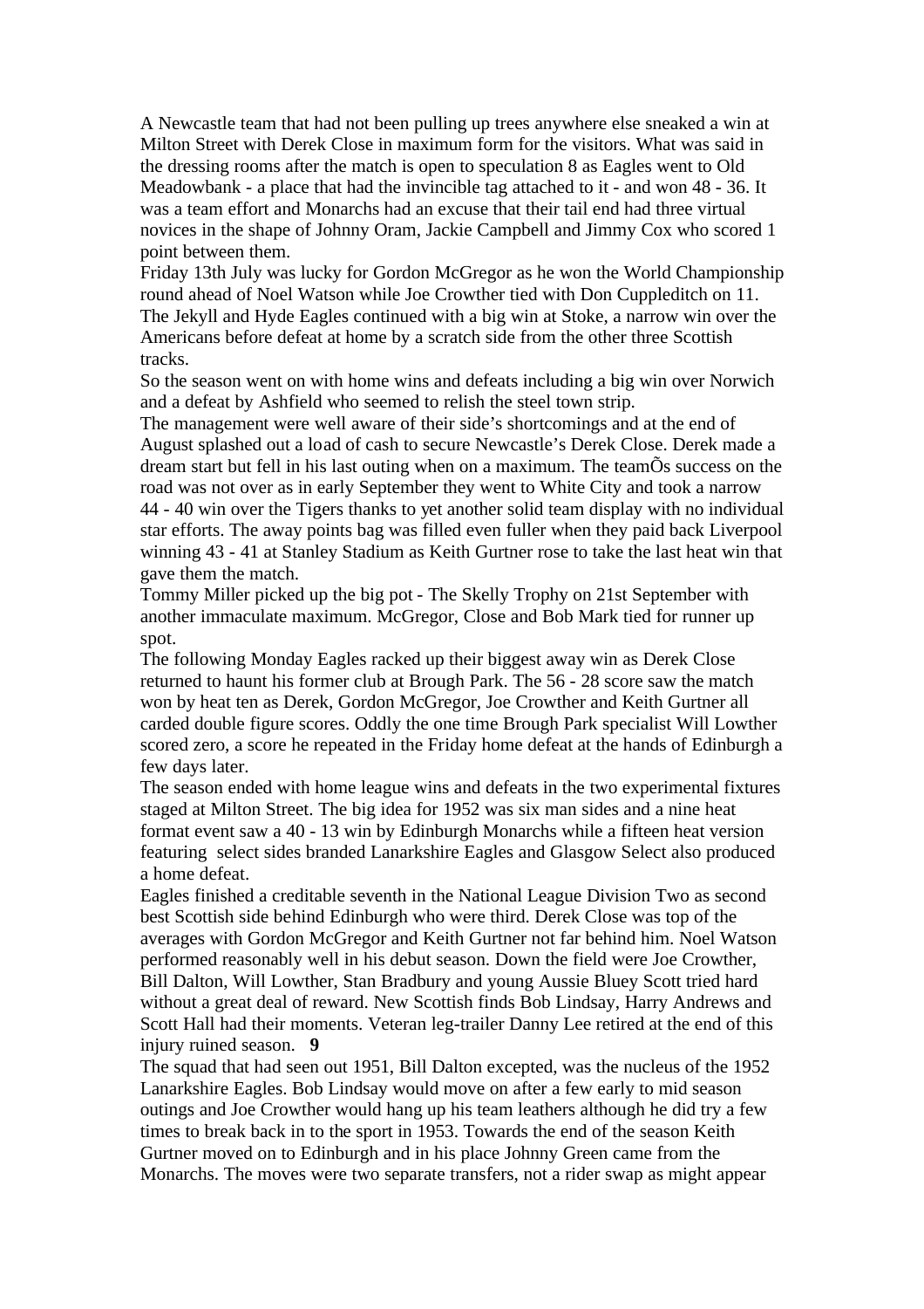A Newcastle team that had not been pulling up trees anywhere else sneaked a win at Milton Street with Derek Close in maximum form for the visitors. What was said in the dressing rooms after the match is open to speculation 8 as Eagles went to Old Meadowbank - a place that had the invincible tag attached to it - and won 48 - 36. It was a team effort and Monarchs had an excuse that their tail end had three virtual novices in the shape of Johnny Oram, Jackie Campbell and Jimmy Cox who scored 1 point between them.

Friday 13th July was lucky for Gordon McGregor as he won the World Championship round ahead of Noel Watson while Joe Crowther tied with Don Cuppleditch on 11.

The Jekyll and Hyde Eagles continued with a big win at Stoke, a narrow win over the Americans before defeat at home by a scratch side from the other three Scottish tracks.

So the season went on with home wins and defeats including a big win over Norwich and a defeat by Ashfield who seemed to relish the steel town strip.

The management were well aware of their side's shortcomings and at the end of August splashed out a load of cash to secure Newcastle's Derek Close. Derek made a dream start but fell in his last outing when on a maximum. The teamÕs success on the road was not over as in early September they went to White City and took a narrow 44 - 40 win over the Tigers thanks to yet another solid team display with no individual star efforts. The away points bag was filled even fuller when they paid back Liverpool winning 43 - 41 at Stanley Stadium as Keith Gurtner rose to take the last heat win that gave them the match.

Tommy Miller picked up the big pot - The Skelly Trophy on 21st September with another immaculate maximum. McGregor, Close and Bob Mark tied for runner up spot.

The following Monday Eagles racked up their biggest away win as Derek Close returned to haunt his former club at Brough Park. The 56 - 28 score saw the match won by heat ten as Derek, Gordon McGregor, Joe Crowther and Keith Gurtner all carded double figure scores. Oddly the one time Brough Park specialist Will Lowther scored zero, a score he repeated in the Friday home defeat at the hands of Edinburgh a few days later.

The season ended with home league wins and defeats in the two experimental fixtures staged at Milton Street. The big idea for 1952 was six man sides and a nine heat format event saw a 40 - 13 win by Edinburgh Monarchs while a fifteen heat version featuring select sides branded Lanarkshire Eagles and Glasgow Select also produced a home defeat.

Eagles finished a creditable seventh in the National League Division Two as second best Scottish side behind Edinburgh who were third. Derek Close was top of the averages with Gordon McGregor and Keith Gurtner not far behind him. Noel Watson performed reasonably well in his debut season. Down the field were Joe Crowther, Bill Dalton, Will Lowther, Stan Bradbury and young Aussie Bluey Scott tried hard without a great deal of reward. New Scottish finds Bob Lindsay, Harry Andrews and Scott Hall had their moments. Veteran leg-trailer Danny Lee retired at the end of this injury ruined season. **9**

The squad that had seen out 1951, Bill Dalton excepted, was the nucleus of the 1952 Lanarkshire Eagles. Bob Lindsay would move on after a few early to mid season outings and Joe Crowther would hang up his team leathers although he did try a few times to break back in to the sport in 1953. Towards the end of the season Keith Gurtner moved on to Edinburgh and in his place Johnny Green came from the Monarchs. The moves were two separate transfers, not a rider swap as might appear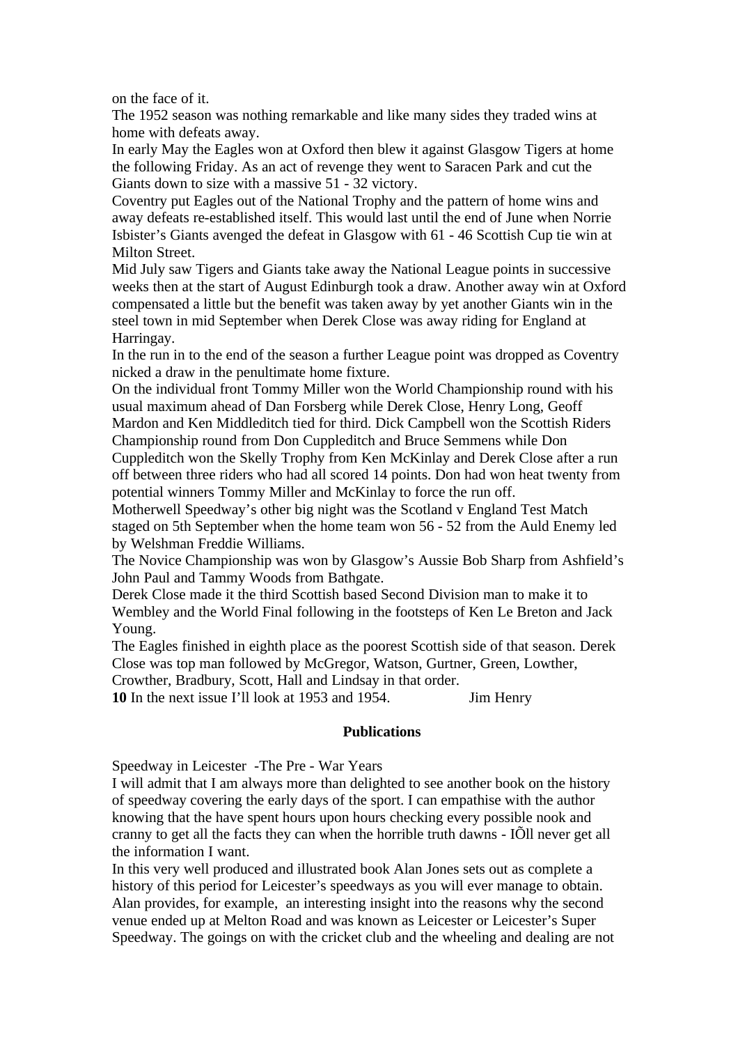on the face of it.

The 1952 season was nothing remarkable and like many sides they traded wins at home with defeats away.

In early May the Eagles won at Oxford then blew it against Glasgow Tigers at home the following Friday. As an act of revenge they went to Saracen Park and cut the Giants down to size with a massive 51 - 32 victory.

Coventry put Eagles out of the National Trophy and the pattern of home wins and away defeats re-established itself. This would last until the end of June when Norrie Isbister's Giants avenged the defeat in Glasgow with 61 - 46 Scottish Cup tie win at Milton Street.

Mid July saw Tigers and Giants take away the National League points in successive weeks then at the start of August Edinburgh took a draw. Another away win at Oxford compensated a little but the benefit was taken away by yet another Giants win in the steel town in mid September when Derek Close was away riding for England at Harringay.

In the run in to the end of the season a further League point was dropped as Coventry nicked a draw in the penultimate home fixture.

On the individual front Tommy Miller won the World Championship round with his usual maximum ahead of Dan Forsberg while Derek Close, Henry Long, Geoff Mardon and Ken Middleditch tied for third. Dick Campbell won the Scottish Riders Championship round from Don Cuppleditch and Bruce Semmens while Don Cuppleditch won the Skelly Trophy from Ken McKinlay and Derek Close after a run off between three riders who had all scored 14 points. Don had won heat twenty from potential winners Tommy Miller and McKinlay to force the run off.

Motherwell Speedway's other big night was the Scotland v England Test Match staged on 5th September when the home team won 56 - 52 from the Auld Enemy led by Welshman Freddie Williams.

The Novice Championship was won by Glasgow's Aussie Bob Sharp from Ashfield's John Paul and Tammy Woods from Bathgate.

Derek Close made it the third Scottish based Second Division man to make it to Wembley and the World Final following in the footsteps of Ken Le Breton and Jack Young.

The Eagles finished in eighth place as the poorest Scottish side of that season. Derek Close was top man followed by McGregor, Watson, Gurtner, Green, Lowther, Crowther, Bradbury, Scott, Hall and Lindsay in that order.

**10** In the next issue I'll look at 1953 and 1954. Jim Henry

## Publications

Speedway in Leicester -The Pre - War Years

I will admit that I am always more than delighted to see another book on the history of speedway covering the early days of the sport. I can empathise with the author knowing that the have spent hours upon hours checking every possible nook and cranny to get all the facts they can when the horrible truth dawns - IÕll never get all the information I want.

In this very well produced and illustrated book Alan Jones sets out as complete a history of this period for Leicester's speedways as you will ever manage to obtain. Alan provides, for example, an interesting insight into the reasons why the second venue ended up at Melton Road and was known as Leicester or Leicester's Super Speedway. The goings on with the cricket club and the wheeling and dealing are not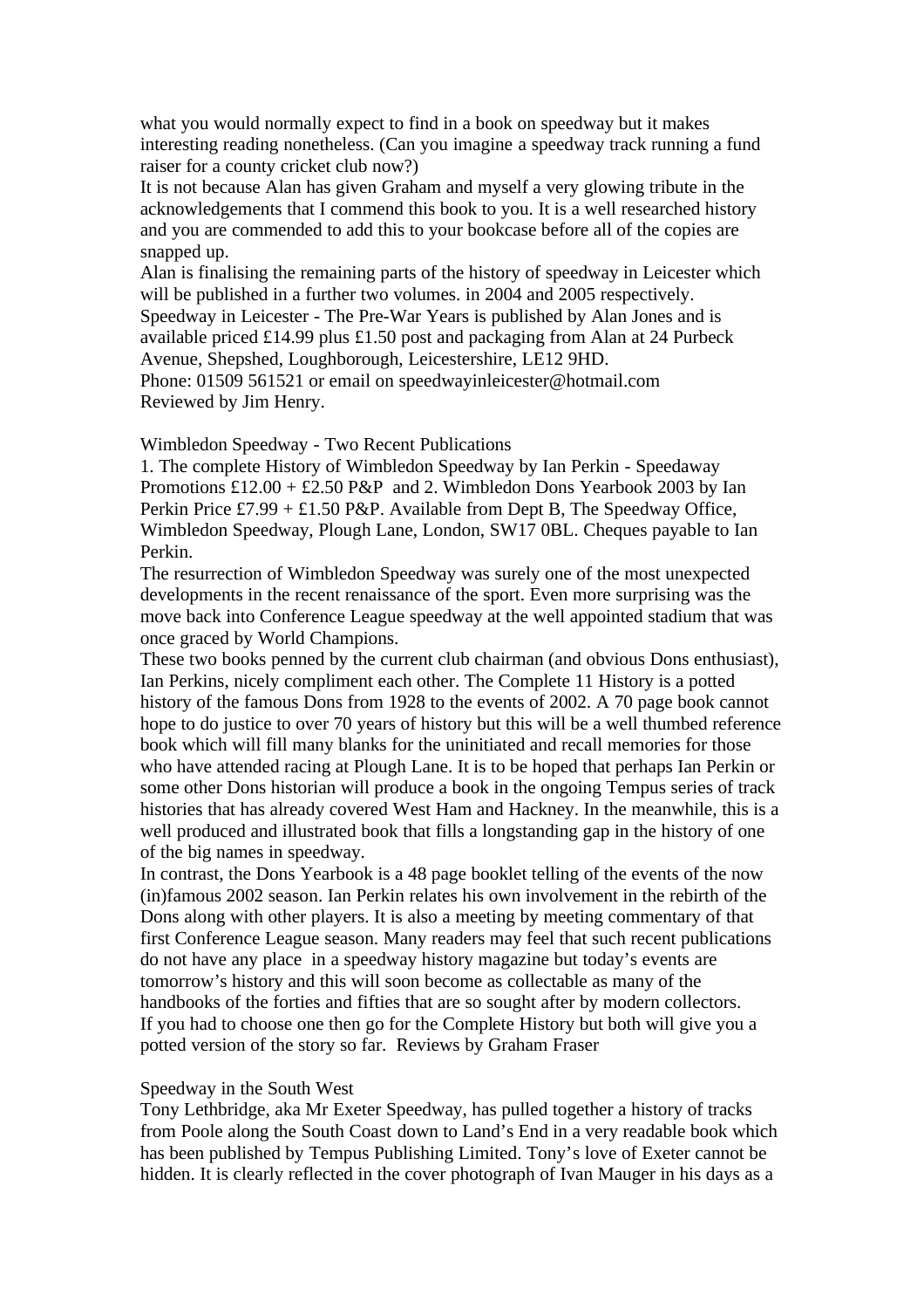what you would normally expect to find in a book on speedway but it makes interesting reading nonetheless. (Can you imagine a speedway track running a fund raiser for a county cricket club now?)

It is not because Alan has given Graham and myself a very glowing tribute in the acknowledgements that I commend this book to you. It is a well researched history and you are commended to add this to your bookcase before all of the copies are snapped up.

Alan is finalising the remaining parts of the history of speedway in Leicester which will be published in a further two volumes. in 2004 and 2005 respectively.

Speedway in Leicester - The Pre-War Years is published by Alan Jones and is available priced £14.99 plus £1.50 post and packaging from Alan at 24 Purbeck Avenue, Shepshed, Loughborough, Leicestershire, LE12 9HD.

Phone: 01509 561521 or email on speedwayinleicester@hotmail.com

Reviewed by Jim Henry.

## Wimbledon Speedway - Two Recent Publications

1. The complete History of Wimbledon Speedway by Ian Perkin - Speedaway Promotions £12.00 + £2.50 P&P and 2. Wimbledon Dons Yearbook 2003 by Ian Perkin Price £7.99 + £1.50 P&P. Available from Dept B, The Speedway Office, Wimbledon Speedway, Plough Lane, London, SW17 0BL. Cheques payable to Ian Perkin.

The resurrection of Wimbledon Speedway was surely one of the most unexpected developments in the recent renaissance of the sport. Even more surprising was the move back into Conference League speedway at the well appointed stadium that was once graced by World Champions.

These two books penned by the current club chairman (and obvious Dons enthusiast), Ian Perkins, nicely compliment each other. The Complete 11 History is a potted history of the famous Dons from 1928 to the events of 2002. A 70 page book cannot hope to do justice to over 70 years of history but this will be a well thumbed reference book which will fill many blanks for the uninitiated and recall memories for those who have attended racing at Plough Lane. It is to be hoped that perhaps Ian Perkin or some other Dons historian will produce a book in the ongoing Tempus series of track histories that has already covered West Ham and Hackney. In the meanwhile, this is a well produced and illustrated book that fills a longstanding gap in the history of one of the big names in speedway.

In contrast, the Dons Yearbook is a 48 page booklet telling of the events of the now (in)famous 2002 season. Ian Perkin relates his own involvement in the rebirth of the Dons along with other players. It is also a meeting by meeting commentary of that first Conference League season. Many readers may feel that such recent publications do not have any place in a speedway history magazine but today's events are tomorrow's history and this will soon become as collectable as many of the handbooks of the forties and fifties that are so sought after by modern collectors.

If you had to choose one then go for the Complete History but both will give you a potted version of the story so far. Reviews by Graham Fraser

## Speedway in the South West

Tony Lethbridge, aka Mr Exeter Speedway, has pulled together a history of tracks from Poole along the South Coast down to Land's End in a very readable book which has been published by Tempus Publishing Limited. Tony's love of Exeter cannot be hidden. It is clearly reflected in the cover photograph of Ivan Mauger in his days as a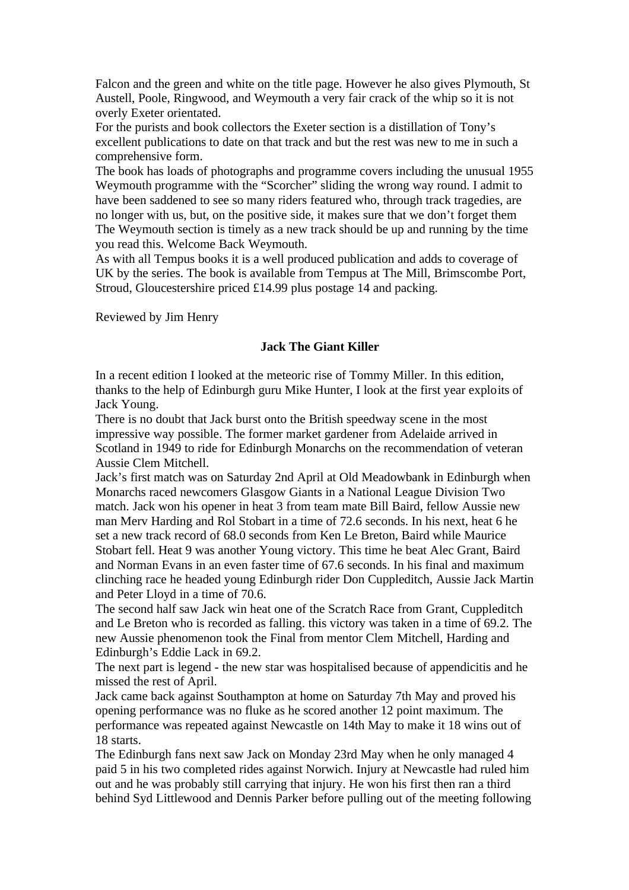Falcon and the green and white on the title page. However he also gives Plymouth, St Austell, Poole, Ringwood, and Weymouth a very fair crack of the whip so it is not overly Exeter orientated.

For the purists and book collectors the Exeter section is a distillation of Tony's excellent publications to date on that track and but the rest was new to me in such a comprehensive form.

The book has loads of photographs and programme covers including the unusual 1955 Weymouth programme with the "Scorcher" sliding the wrong way round. I admit to have been saddened to see so many riders featured who, through track tragedies, are no longer with us, but, on the positive side, it makes sure that we don't forget them

The Weymouth section is timely as a new track should be up and running by the time you read this. Welcome Back Weymouth.

As with all Tempus books it is a well produced publication and adds to coverage of UK by the series. The book is available from Tempus at The Mill, Brimscombe Port, Stroud, Gloucestershire priced £14.99 plus postage 14 and packing.

Reviewed by Jim Henry

**Jack The Giant Killer**

In a recent edition I looked at the meteoric rise of Tommy Miller. In this edition, thanks to the help of Edinburgh guru Mike Hunter, I look at the first year exploits of Jack Young.

There is no doubt that Jack burst onto the British speedway scene in the most impressive way possible. The former market gardener from Adelaide arrived in Scotland in 1949 to ride for Edinburgh Monarchs on the recommendation of veteran Aussie Clem Mitchell.

Jack's first match was on Saturday 2nd April at Old Meadowbank in Edinburgh when Monarchs raced newcomers Glasgow Giants in a National League Division Two match. Jack won his opener in heat 3 from team mate Bill Baird, fellow Aussie new man Merv Harding and Rol Stobart in a time of 72.6 seconds. In his next, heat 6 he set a new track record of 68.0 seconds from Ken Le Breton, Baird while Maurice Stobart fell. Heat 9 was another Young victory. This time he beat Alec Grant, Baird and Norman Evans in an even faster time of 67.6 seconds. In his final and maximum clinching race he headed young Edinburgh rider Don Cuppleditch, Aussie Jack Martin and Peter Lloyd in a time of 70.6.

The second half saw Jack win heat one of the Scratch Race from Grant, Cuppleditch and Le Breton who is recorded as falling. this victory was taken in a time of 69.2. The new Aussie phenomenon took the Final from mentor Clem Mitchell, Harding and Edinburgh's Eddie Lack in 69.2.

The next part is legend - the new star was hospitalised because of appendicitis and he missed the rest of April.

Jack came back against Southampton at home on Saturday 7th May and proved his opening performance was no fluke as he scored another 12 point maximum. The performance was repeated against Newcastle on 14th May to make it 18 wins out of 18 starts.

The Edinburgh fans next saw Jack on Monday 23rd May when he only managed 4 paid 5 in his two completed rides against Norwich. Injury at Newcastle had ruled him out and he was probably still carrying that injury. He won his first then ran a third behind Syd Littlewood and Dennis Parker before pulling out of the meeting following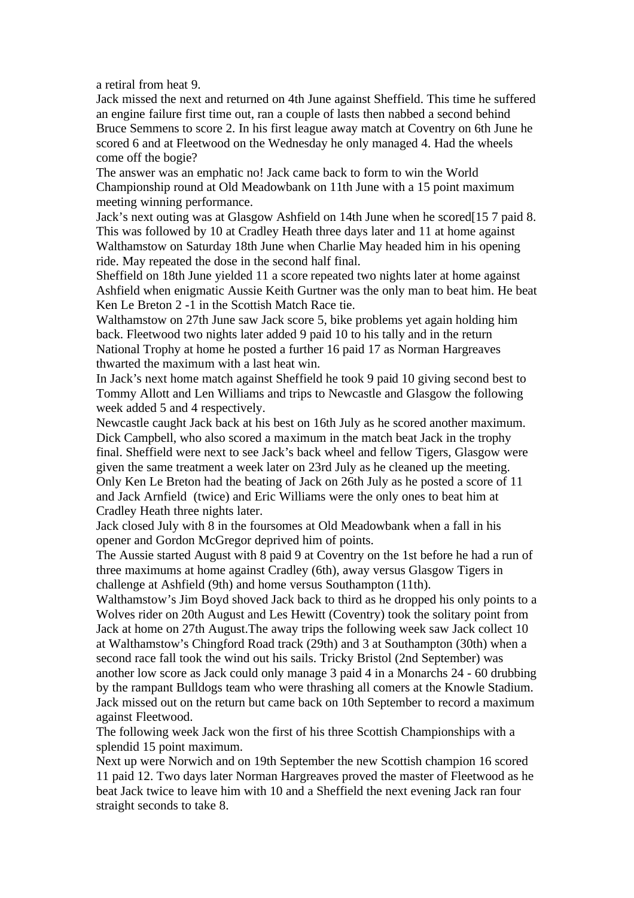a retiral from heat 9.
Jack missed the next and returned on 4th June against Sheffield. This time he suffered an engine failure first time out, ran a couple of lasts then nabbed a second behind Bruce Semmens to score 2. In his first league away match at Coventry on 6th June he scored 6 and at Fleetwood on the Wednesday he only managed 4. Had the wheels come off the bogie?
The answer was an emphatic no! Jack came back to form to win the World Championship round at Old Meadowbank on 11th June with a 15 point maximum meeting winning performance.
Jack's next outing was at Glasgow Ashfield on 14th June when he scored[15 7 paid 8. This was followed by 10 at Cradley Heath three days later and 11 at home against Walthamstow on Saturday 18th June when Charlie May headed him in his opening ride. May repeated the dose in the second half final.
Sheffield on 18th June yielded 11 a score repeated two nights later at home against Ashfield when enigmatic Aussie Keith Gurtner was the only man to beat him. He beat Ken Le Breton 2 -1 in the Scottish Match Race tie.
Walthamstow on 27th June saw Jack score 5, bike problems yet again holding him back. Fleetwood two nights later added 9 paid 10 to his tally and in the return National Trophy at home he posted a further 16 paid 17 as Norman Hargreaves thwarted the maximum with a last heat win.
In Jack's next home match against Sheffield he took 9 paid 10 giving second best to Tommy Allott and Len Williams and trips to Newcastle and Glasgow the following week added 5 and 4 respectively.
Newcastle caught Jack back at his best on 16th July as he scored another maximum. Dick Campbell, who also scored a maximum in the match beat Jack in the trophy final. Sheffield were next to see Jack's back wheel and fellow Tigers, Glasgow were given the same treatment a week later on 23rd July as he cleaned up the meeting.
Only Ken Le Breton had the beating of Jack on 26th July as he posted a score of 11 and Jack Arnfield (twice) and Eric Williams were the only ones to beat him at Cradley Heath three nights later.
Jack closed July with 8 in the foursomes at Old Meadowbank when a fall in his opener and Gordon McGregor deprived him of points.
The Aussie started August with 8 paid 9 at Coventry on the 1st before he had a run of three maximums at home against Cradley (6th), away versus Glasgow Tigers in challenge at Ashfield (9th) and home versus Southampton (11th).
Walthamstow's Jim Boyd shoved Jack back to third as he dropped his only points to a Wolves rider on 20th August and Les Hewitt (Coventry) took the solitary point from Jack at home on 27th August.The away trips the following week saw Jack collect 10 at Walthamstow's Chingford Road track (29th) and 3 at Southampton (30th) when a second race fall took the wind out his sails. Tricky Bristol (2nd September) was another low score as Jack could only manage 3 paid 4 in a Monarchs 24 - 60 drubbing by the rampant Bulldogs team who were thrashing all comers at the Knowle Stadium. Jack missed out on the return but came back on 10th September to record a maximum against Fleetwood.
The following week Jack won the first of his three Scottish Championships with a splendid 15 point maximum.
Next up were Norwich and on 19th September the new Scottish champion 16 scored 11 paid 12. Two days later Norman Hargreaves proved the master of Fleetwood as he beat Jack twice to leave him with 10 and a Sheffield the next evening Jack ran four straight seconds to take 8.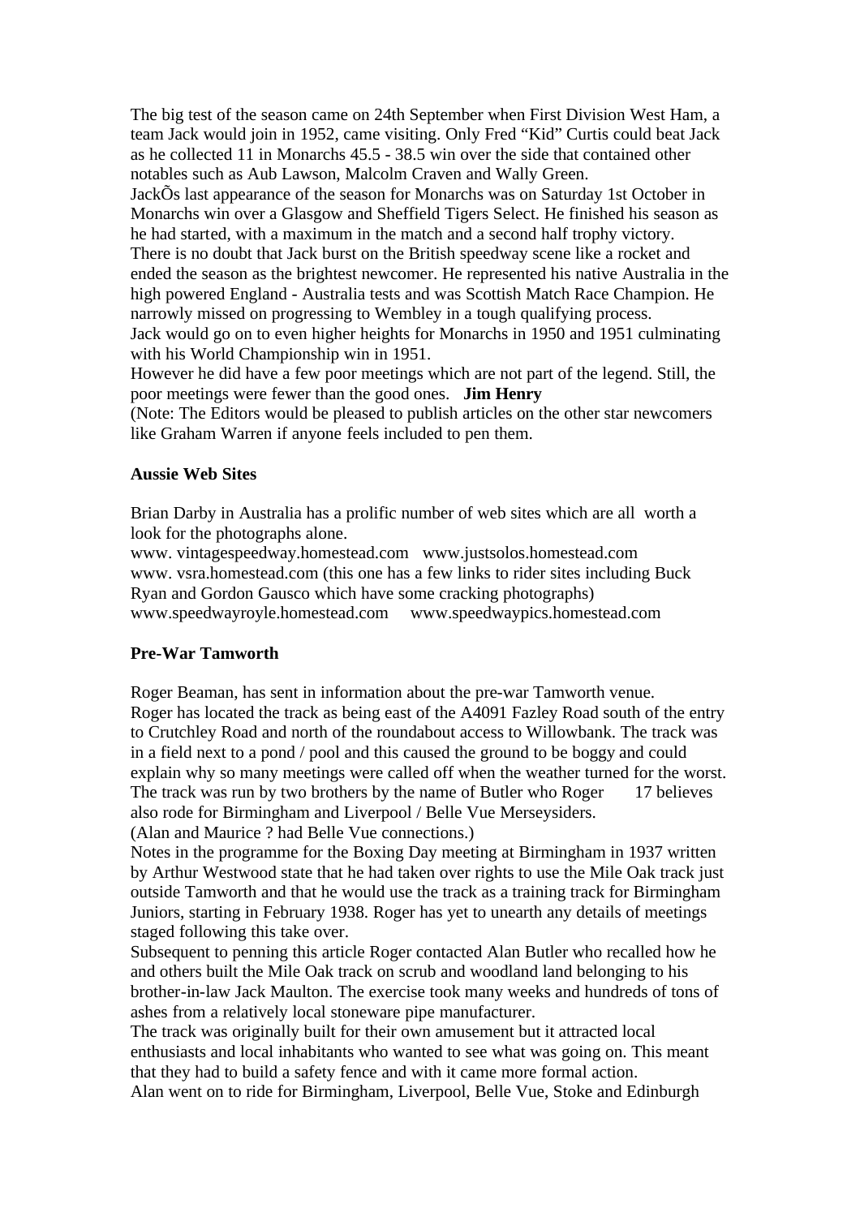The big test of the season came on 24th September when First Division West Ham, a team Jack would join in 1952, came visiting. Only Fred “Kid” Curtis could beat Jack as he collected 11 in Monarchs 45.5 - 38.5 win over the side that contained other notables such as Aub Lawson, Malcolm Craven and Wally Green.
JackÕs last appearance of the season for Monarchs was on Saturday 1st October in Monarchs win over a Glasgow and Sheffield Tigers Select. He finished his season as he had started, with a maximum in the match and a second half trophy victory.
There is no doubt that Jack burst on the British speedway scene like a rocket and ended the season as the brightest newcomer. He represented his native Australia in the high powered England - Australia tests and was Scottish Match Race Champion. He narrowly missed on progressing to Wembley in a tough qualifying process.
Jack would go on to even higher heights for Monarchs in 1950 and 1951 culminating with his World Championship win in 1951.
However he did have a few poor meetings which are not part of the legend. Still, the poor meetings were fewer than the good ones. **Jim Henry**
(Note: The Editors would be pleased to publish articles on the other star newcomers like Graham Warren if anyone feels included to pen them.

**Aussie Web Sites**

Brian Darby in Australia has a prolific number of web sites which are all worth a look for the photographs alone.
www. vintagespeedway.homestead.com www.justsolos.homestead.com
www. vsra.homestead.com (this one has a few links to rider sites including Buck Ryan and Gordon Gausco which have some cracking photographs)
www.speedwayroyle.homestead.com www.speedwaypics.homestead.com

**Pre-War Tamworth**

Roger Beaman, has sent in information about the pre-war Tamworth venue.
Roger has located the track as being east of the A4091 Fazley Road south of the entry to Crutchley Road and north of the roundabout access to Willowbank. The track was in a field next to a pond / pool and this caused the ground to be boggy and could explain why so many meetings were called off when the weather turned for the worst.
The track was run by two brothers by the name of Butler who Roger believes also rode for Birmingham and Liverpool / Belle Vue Merseysiders.
(Alan and Maurice ? had Belle Vue connections.)
Notes in the programme for the Boxing Day meeting at Birmingham in 1937 written by Arthur Westwood state that he had taken over rights to use the Mile Oak track just outside Tamworth and that he would use the track as a training track for Birmingham Juniors, starting in February 1938. Roger has yet to unearth any details of meetings staged following this take over.
Subsequent to penning this article Roger contacted Alan Butler who recalled how he and others built the Mile Oak track on scrub and woodland land belonging to his brother-in-law Jack Maulton. The exercise took many weeks and hundreds of tons of ashes from a relatively local stoneware pipe manufacturer.
The track was originally built for their own amusement but it attracted local enthusiasts and local inhabitants who wanted to see what was going on. This meant that they had to build a safety fence and with it came more formal action.
Alan went on to ride for Birmingham, Liverpool, Belle Vue, Stoke and Edinburgh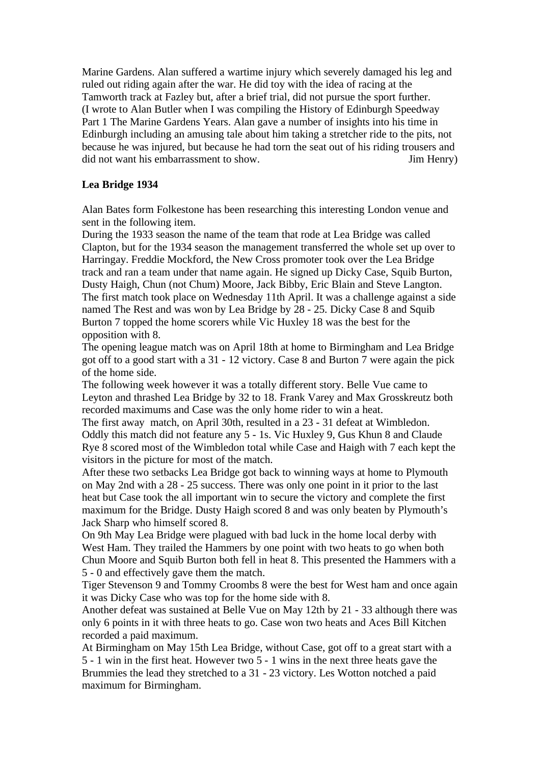Marine Gardens. Alan suffered a wartime injury which severely damaged his leg and ruled out riding again after the war. He did toy with the idea of racing at the Tamworth track at Fazley but, after a brief trial, did not pursue the sport further. (I wrote to Alan Butler when I was compiling the History of Edinburgh Speedway Part 1 The Marine Gardens Years. Alan gave a number of insights into his time in Edinburgh including an amusing tale about him taking a stretcher ride to the pits, not because he was injured, but because he had torn the seat out of his riding trousers and did not want his embarrassment to show. Jim Henry)

**Lea Bridge 1934**

Alan Bates form Folkestone has been researching this interesting London venue and sent in the following item.

During the 1933 season the name of the team that rode at Lea Bridge was called Clapton, but for the 1934 season the management transferred the whole set up over to Harringay. Freddie Mockford, the New Cross promoter took over the Lea Bridge track and ran a team under that name again. He signed up Dicky Case, Squib Burton, Dusty Haigh, Chun (not Chum) Moore, Jack Bibby, Eric Blain and Steve Langton. The first match took place on Wednesday 11th April. It was a challenge against a side named The Rest and was won by Lea Bridge by 28 - 25. Dicky Case 8 and Squib Burton 7 topped the home scorers while Vic Huxley 18 was the best for the opposition with 8.

The opening league match was on April 18th at home to Birmingham and Lea Bridge got off to a good start with a 31 - 12 victory. Case 8 and Burton 7 were again the pick of the home side.

The following week however it was a totally different story. Belle Vue came to Leyton and thrashed Lea Bridge by 32 to 18. Frank Varey and Max Grosskreutz both recorded maximums and Case was the only home rider to win a heat.

The first away match, on April 30th, resulted in a 23 - 31 defeat at Wimbledon. Oddly this match did not feature any 5 - 1s. Vic Huxley 9, Gus Khun 8 and Claude Rye 8 scored most of the Wimbledon total while Case and Haigh with 7 each kept the visitors in the picture for most of the match.

After these two setbacks Lea Bridge got back to winning ways at home to Plymouth on May 2nd with a 28 - 25 success. There was only one point in it prior to the last heat but Case took the all important win to secure the victory and complete the first maximum for the Bridge. Dusty Haigh scored 8 and was only beaten by Plymouth's Jack Sharp who himself scored 8.

On 9th May Lea Bridge were plagued with bad luck in the home local derby with West Ham. They trailed the Hammers by one point with two heats to go when both Chun Moore and Squib Burton both fell in heat 8. This presented the Hammers with a 5 - 0 and effectively gave them the match.

Tiger Stevenson 9 and Tommy Croombs 8 were the best for West ham and once again it was Dicky Case who was top for the home side with 8.

Another defeat was sustained at Belle Vue on May 12th by 21 - 33 although there was only 6 points in it with three heats to go. Case won two heats and Aces Bill Kitchen recorded a paid maximum.

At Birmingham on May 15th Lea Bridge, without Case, got off to a great start with a 5 - 1 win in the first heat. However two 5 - 1 wins in the next three heats gave the Brummies the lead they stretched to a 31 - 23 victory. Les Wotton notched a paid maximum for Birmingham.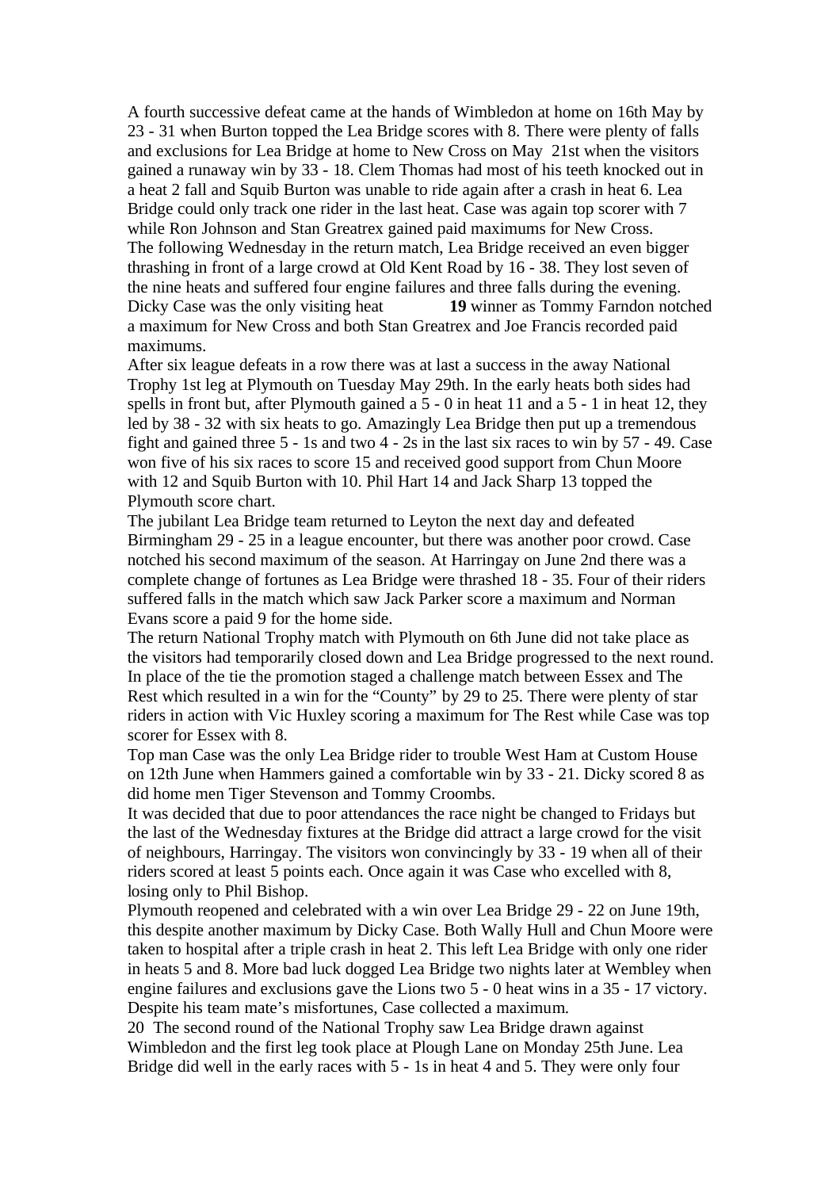A fourth successive defeat came at the hands of Wimbledon at home on 16th May by 23 - 31 when Burton topped the Lea Bridge scores with 8. There were plenty of falls and exclusions for Lea Bridge at home to New Cross on May 21st when the visitors gained a runaway win by 33 - 18. Clem Thomas had most of his teeth knocked out in a heat 2 fall and Squib Burton was unable to ride again after a crash in heat 6. Lea Bridge could only track one rider in the last heat. Case was again top scorer with 7 while Ron Johnson and Stan Greatrex gained paid maximums for New Cross.

The following Wednesday in the return match, Lea Bridge received an even bigger thrashing in front of a large crowd at Old Kent Road by 16 - 38. They lost seven of the nine heats and suffered four engine failures and three falls during the evening. Dicky Case was the only visiting heat winner as Tommy Farndon notched a maximum for New Cross and both Stan Greatrex and Joe Francis recorded paid maximums.

After six league defeats in a row there was at last a success in the away National Trophy 1st leg at Plymouth on Tuesday May 29th. In the early heats both sides had spells in front but, after Plymouth gained a 5 - 0 in heat 11 and a 5 - 1 in heat 12, they led by 38 - 32 with six heats to go. Amazingly Lea Bridge then put up a tremendous fight and gained three 5 - 1s and two 4 - 2s in the last six races to win by 57 - 49. Case won five of his six races to score 15 and received good support from Chun Moore with 12 and Squib Burton with 10. Phil Hart 14 and Jack Sharp 13 topped the Plymouth score chart.

The jubilant Lea Bridge team returned to Leyton the next day and defeated Birmingham 29 - 25 in a league encounter, but there was another poor crowd. Case notched his second maximum of the season. At Harringay on June 2nd there was a complete change of fortunes as Lea Bridge were thrashed 18 - 35. Four of their riders suffered falls in the match which saw Jack Parker score a maximum and Norman Evans score a paid 9 for the home side.

The return National Trophy match with Plymouth on 6th June did not take place as the visitors had temporarily closed down and Lea Bridge progressed to the next round. In place of the tie the promotion staged a challenge match between Essex and The Rest which resulted in a win for the "County" by 29 to 25. There were plenty of star riders in action with Vic Huxley scoring a maximum for The Rest while Case was top scorer for Essex with 8.

Top man Case was the only Lea Bridge rider to trouble West Ham at Custom House on 12th June when Hammers gained a comfortable win by 33 - 21. Dicky scored 8 as did home men Tiger Stevenson and Tommy Croombs.

It was decided that due to poor attendances the race night be changed to Fridays but the last of the Wednesday fixtures at the Bridge did attract a large crowd for the visit of neighbours, Harringay. The visitors won convincingly by 33 - 19 when all of their riders scored at least 5 points each. Once again it was Case who excelled with 8, losing only to Phil Bishop.

Plymouth reopened and celebrated with a win over Lea Bridge 29 - 22 on June 19th, this despite another maximum by Dicky Case. Both Wally Hull and Chun Moore were taken to hospital after a triple crash in heat 2. This left Lea Bridge with only one rider in heats 5 and 8. More bad luck dogged Lea Bridge two nights later at Wembley when engine failures and exclusions gave the Lions two 5 - 0 heat wins in a 35 - 17 victory. Despite his team mate's misfortunes, Case collected a maximum.

The second round of the National Trophy saw Lea Bridge drawn against Wimbledon and the first leg took place at Plough Lane on Monday 25th June. Lea Bridge did well in the early races with 5 - 1s in heat 4 and 5. They were only four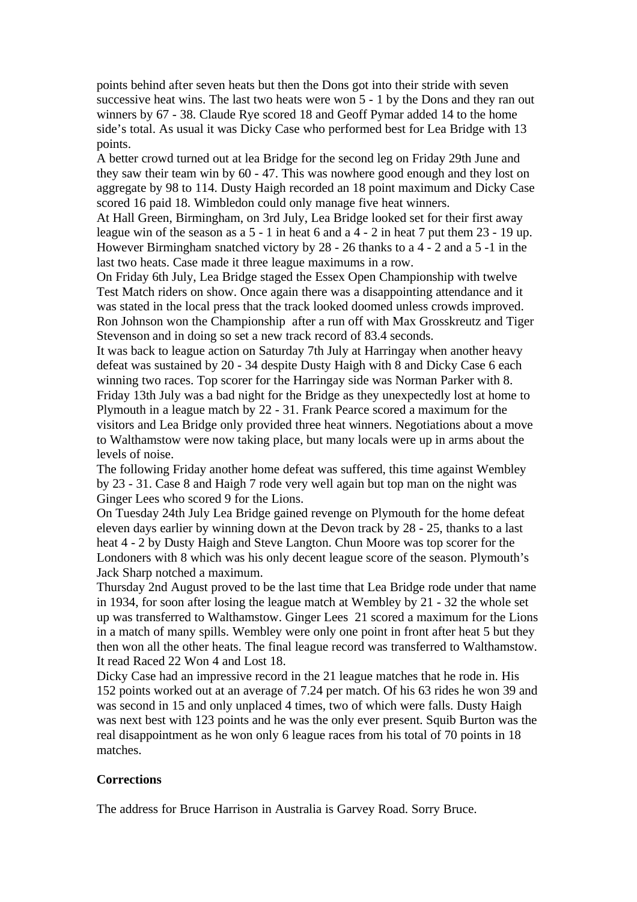points behind after seven heats but then the Dons got into their stride with seven successive heat wins. The last two heats were won 5 - 1 by the Dons and they ran out winners by 67 - 38. Claude Rye scored 18 and Geoff Pymar added 14 to the home side's total. As usual it was Dicky Case who performed best for Lea Bridge with 13 points.

A better crowd turned out at lea Bridge for the second leg on Friday 29th June and they saw their team win by 60 - 47. This was nowhere good enough and they lost on aggregate by 98 to 114. Dusty Haigh recorded an 18 point maximum and Dicky Case scored 16 paid 18. Wimbledon could only manage five heat winners.

At Hall Green, Birmingham, on 3rd July, Lea Bridge looked set for their first away league win of the season as a 5 - 1 in heat 6 and a 4 - 2 in heat 7 put them 23 - 19 up. However Birmingham snatched victory by 28 - 26 thanks to a 4 - 2 and a 5 -1 in the last two heats. Case made it three league maximums in a row.

On Friday 6th July, Lea Bridge staged the Essex Open Championship with twelve Test Match riders on show. Once again there was a disappointing attendance and it was stated in the local press that the track looked doomed unless crowds improved. Ron Johnson won the Championship after a run off with Max Grosskreutz and Tiger Stevenson and in doing so set a new track record of 83.4 seconds.

It was back to league action on Saturday 7th July at Harringay when another heavy defeat was sustained by 20 - 34 despite Dusty Haigh with 8 and Dicky Case 6 each winning two races. Top scorer for the Harringay side was Norman Parker with 8.

Friday 13th July was a bad night for the Bridge as they unexpectedly lost at home to Plymouth in a league match by 22 - 31. Frank Pearce scored a maximum for the visitors and Lea Bridge only provided three heat winners. Negotiations about a move to Walthamstow were now taking place, but many locals were up in arms about the levels of noise.

The following Friday another home defeat was suffered, this time against Wembley by 23 - 31. Case 8 and Haigh 7 rode very well again but top man on the night was Ginger Lees who scored 9 for the Lions.

On Tuesday 24th July Lea Bridge gained revenge on Plymouth for the home defeat eleven days earlier by winning down at the Devon track by 28 - 25, thanks to a last heat 4 - 2 by Dusty Haigh and Steve Langton. Chun Moore was top scorer for the Londoners with 8 which was his only decent league score of the season. Plymouth's Jack Sharp notched a maximum.

Thursday 2nd August proved to be the last time that Lea Bridge rode under that name in 1934, for soon after losing the league match at Wembley by 21 - 32 the whole set up was transferred to Walthamstow. Ginger Lees 21 scored a maximum for the Lions in a match of many spills. Wembley were only one point in front after heat 5 but they then won all the other heats. The final league record was transferred to Walthamstow. It read Raced 22 Won 4 and Lost 18.

Dicky Case had an impressive record in the 21 league matches that he rode in. His 152 points worked out at an average of 7.24 per match. Of his 63 rides he won 39 and was second in 15 and only unplaced 4 times, two of which were falls. Dusty Haigh was next best with 123 points and he was the only ever present. Squib Burton was the real disappointment as he won only 6 league races from his total of 70 points in 18 matches.

**Corrections**

The address for Bruce Harrison in Australia is Garvey Road. Sorry Bruce.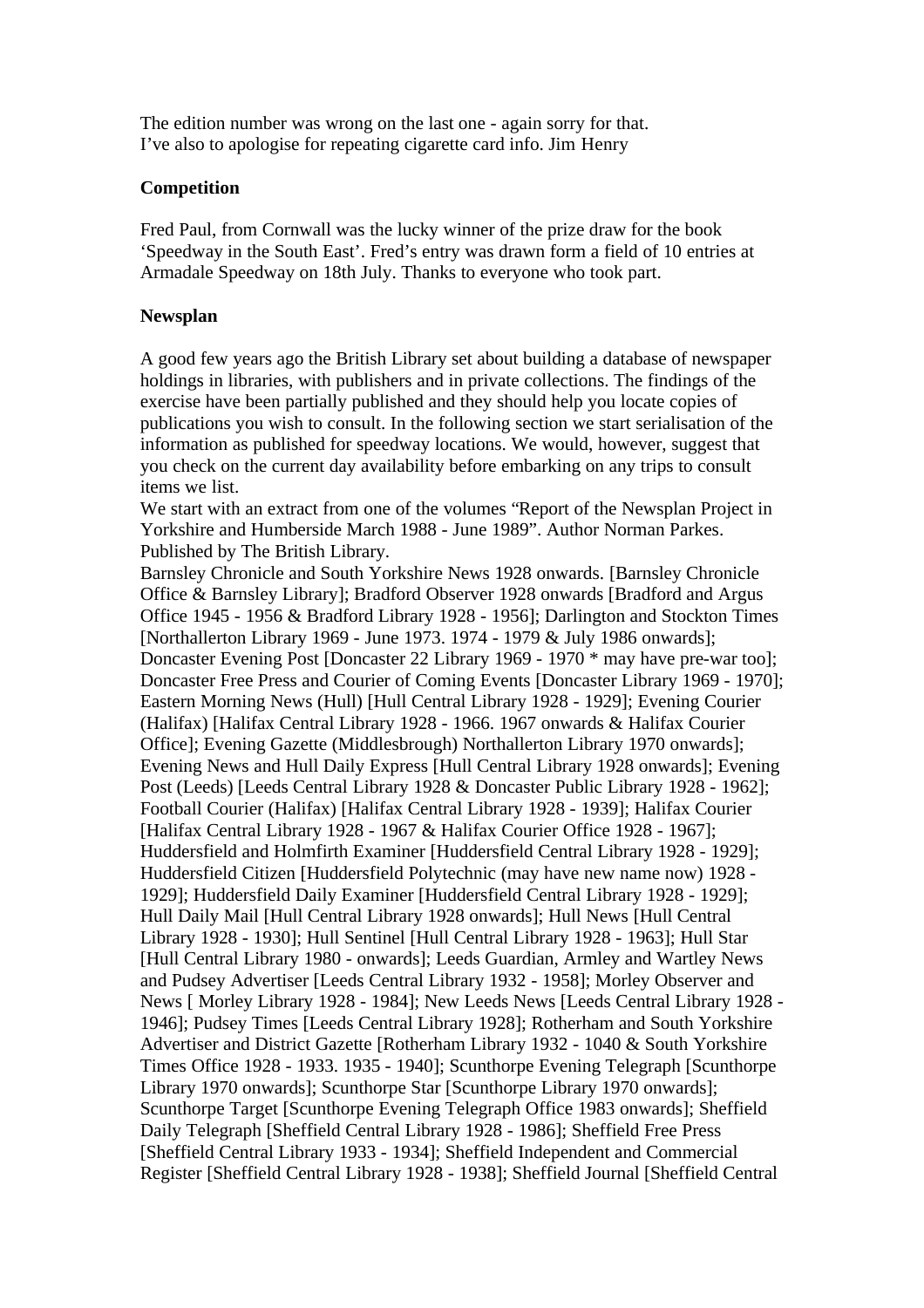The edition number was wrong on the last one - again sorry for that.
I've also to apologise for repeating cigarette card info. Jim Henry

**Competition**

Fred Paul, from Cornwall was the lucky winner of the prize draw for the book 'Speedway in the South East'. Fred's entry was drawn form a field of 10 entries at Armadale Speedway on 18th July. Thanks to everyone who took part.

**Newsplan**

A good few years ago the British Library set about building a database of newspaper holdings in libraries, with publishers and in private collections. The findings of the exercise have been partially published and they should help you locate copies of publications you wish to consult. In the following section we start serialisation of the information as published for speedway locations. We would, however, suggest that you check on the current day availability before embarking on any trips to consult items we list.
We start with an extract from one of the volumes "Report of the Newsplan Project in Yorkshire and Humberside March 1988 - June 1989". Author Norman Parkes. Published by The British Library.
Barnsley Chronicle and South Yorkshire News 1928 onwards. [Barnsley Chronicle Office & Barnsley Library]; Bradford Observer 1928 onwards [Bradford and Argus Office 1945 - 1956 & Bradford Library 1928 - 1956]; Darlington and Stockton Times [Northallerton Library 1969 - June 1973. 1974 - 1979 & July 1986 onwards]; Doncaster Evening Post [Doncaster 22 Library 1969 - 1970 * may have pre-war too]; Doncaster Free Press and Courier of Coming Events [Doncaster Library 1969 - 1970]; Eastern Morning News (Hull) [Hull Central Library 1928 - 1929]; Evening Courier (Halifax) [Halifax Central Library 1928 - 1966. 1967 onwards & Halifax Courier Office]; Evening Gazette (Middlesbrough) Northallerton Library 1970 onwards]; Evening News and Hull Daily Express [Hull Central Library 1928 onwards]; Evening Post (Leeds) [Leeds Central Library 1928 & Doncaster Public Library 1928 - 1962]; Football Courier (Halifax) [Halifax Central Library 1928 - 1939]; Halifax Courier [Halifax Central Library 1928 - 1967 & Halifax Courier Office 1928 - 1967]; Huddersfield and Holmfirth Examiner [Huddersfield Central Library 1928 - 1929]; Huddersfield Citizen [Huddersfield Polytechnic (may have new name now) 1928 - 1929]; Huddersfield Daily Examiner [Huddersfield Central Library 1928 - 1929]; Hull Daily Mail [Hull Central Library 1928 onwards]; Hull News [Hull Central Library 1928 - 1930]; Hull Sentinel [Hull Central Library 1928 - 1963]; Hull Star [Hull Central Library 1980 - onwards]; Leeds Guardian, Armley and Wartley News and Pudsey Advertiser [Leeds Central Library 1932 - 1958]; Morley Observer and News [ Morley Library 1928 - 1984]; New Leeds News [Leeds Central Library 1928 - 1946]; Pudsey Times [Leeds Central Library 1928]; Rotherham and South Yorkshire Advertiser and District Gazette [Rotherham Library 1932 - 1040 & South Yorkshire Times Office 1928 - 1933. 1935 - 1940]; Scunthorpe Evening Telegraph [Scunthorpe Library 1970 onwards]; Scunthorpe Star [Scunthorpe Library 1970 onwards]; Scunthorpe Target [Scunthorpe Evening Telegraph Office 1983 onwards]; Sheffield Daily Telegraph [Sheffield Central Library 1928 - 1986]; Sheffield Free Press [Sheffield Central Library 1933 - 1934]; Sheffield Independent and Commercial Register [Sheffield Central Library 1928 - 1938]; Sheffield Journal [Sheffield Central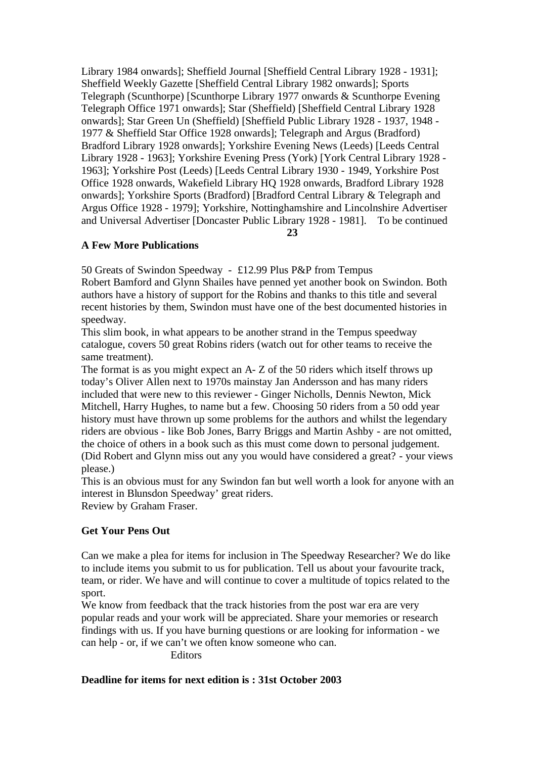Library 1984 onwards]; Sheffield Journal [Sheffield Central Library 1928 - 1931]; Sheffield Weekly Gazette [Sheffield Central Library 1982 onwards]; Sports Telegraph (Scunthorpe) [Scunthorpe Library 1977 onwards & Scunthorpe Evening Telegraph Office 1971 onwards]; Star (Sheffield) [Sheffield Central Library 1928 onwards]; Star Green Un (Sheffield) [Sheffield Public Library 1928 - 1937, 1948 - 1977 & Sheffield Star Office 1928 onwards]; Telegraph and Argus (Bradford) Bradford Library 1928 onwards]; Yorkshire Evening News (Leeds) [Leeds Central Library 1928 - 1963]; Yorkshire Evening Press (York) [York Central Library 1928 - 1963]; Yorkshire Post (Leeds) [Leeds Central Library 1930 - 1949, Yorkshire Post Office 1928 onwards, Wakefield Library HQ 1928 onwards, Bradford Library 1928 onwards]; Yorkshire Sports (Bradford) [Bradford Central Library & Telegraph and Argus Office 1928 - 1979]; Yorkshire, Nottinghamshire and Lincolnshire Advertiser and Universal Advertiser [Doncaster Public Library 1928 - 1981]. To be continued

## A Few More Publications

50 Greats of Swindon Speedway - £12.99 Plus P&P from Tempus
Robert Bamford and Glynn Shailes have penned yet another book on Swindon. Both authors have a history of support for the Robins and thanks to this title and several recent histories by them, Swindon must have one of the best documented histories in speedway.
This slim book, in what appears to be another strand in the Tempus speedway catalogue, covers 50 great Robins riders (watch out for other teams to receive the same treatment).
The format is as you might expect an A- Z of the 50 riders which itself throws up today's Oliver Allen next to 1970s mainstay Jan Andersson and has many riders included that were new to this reviewer - Ginger Nicholls, Dennis Newton, Mick Mitchell, Harry Hughes, to name but a few. Choosing 50 riders from a 50 odd year history must have thrown up some problems for the authors and whilst the legendary riders are obvious - like Bob Jones, Barry Briggs and Martin Ashby - are not omitted, the choice of others in a book such as this must come down to personal judgement. (Did Robert and Glynn miss out any you would have considered a great? - your views please.)
This is an obvious must for any Swindon fan but well worth a look for anyone with an interest in Blunsdon Speedway' great riders.
Review by Graham Fraser.

## Get Your Pens Out

Can we make a plea for items for inclusion in The Speedway Researcher? We do like to include items you submit to us for publication. Tell us about your favourite track, team, or rider. We have and will continue to cover a multitude of topics related to the sport.
We know from feedback that the track histories from the post war era are very popular reads and your work will be appreciated. Share your memories or research findings with us. If you have burning questions or are looking for information - we can help - or, if we can't we often know someone who can.

Editors

**Deadline for items for next edition is : 31st October 2003**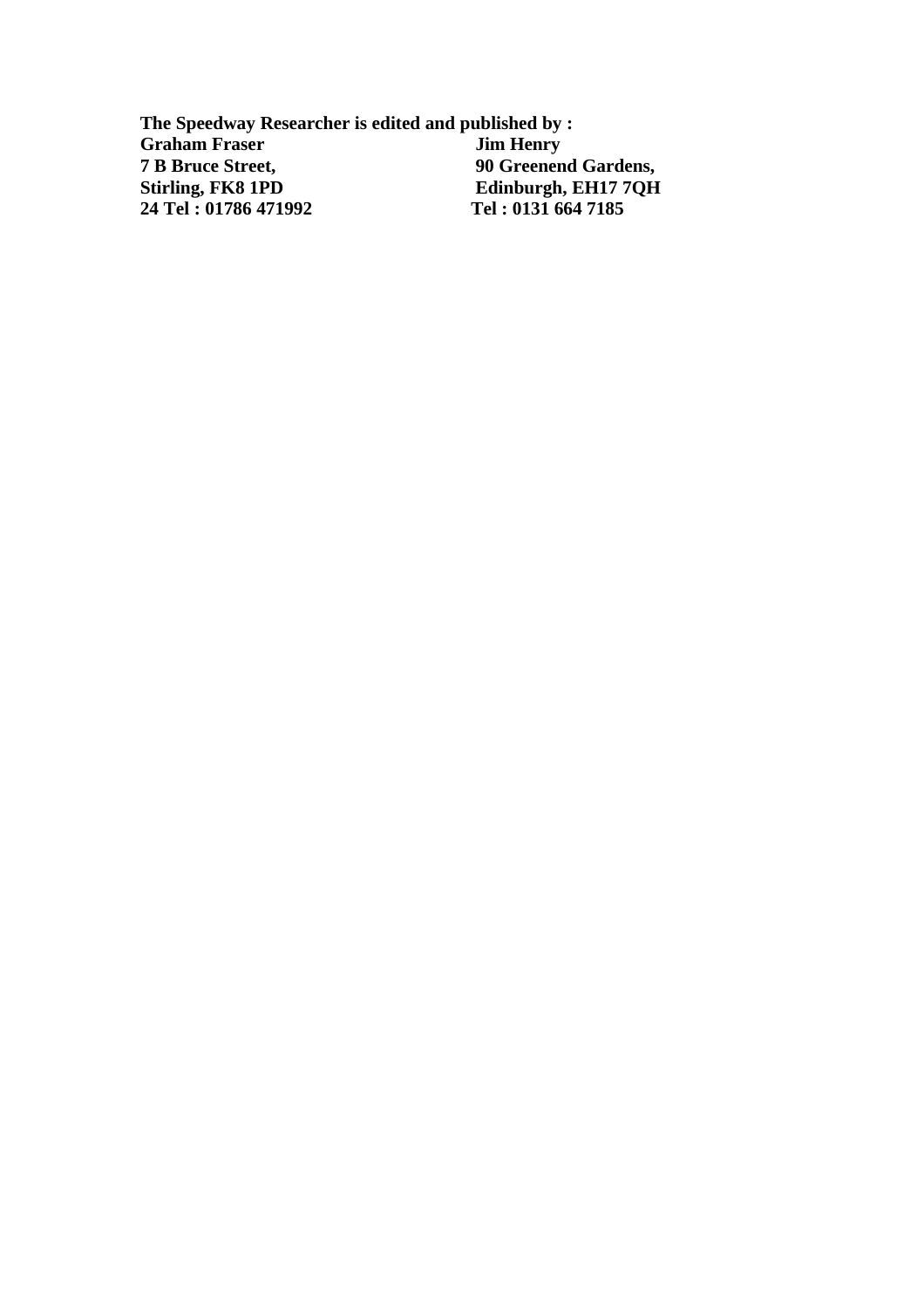**The Speedway Researcher is edited and published by :**

| **Graham Fraser** | **Jim Henry** |
|---|---|
| **7 B Bruce Street,** | **90 Greenend Gardens,** |
| **Stirling, FK8 1PD** | **Edinburgh, EH17 7QH** |
| **24 Tel : 01786 471992** | **Tel : 0131 664 7185** |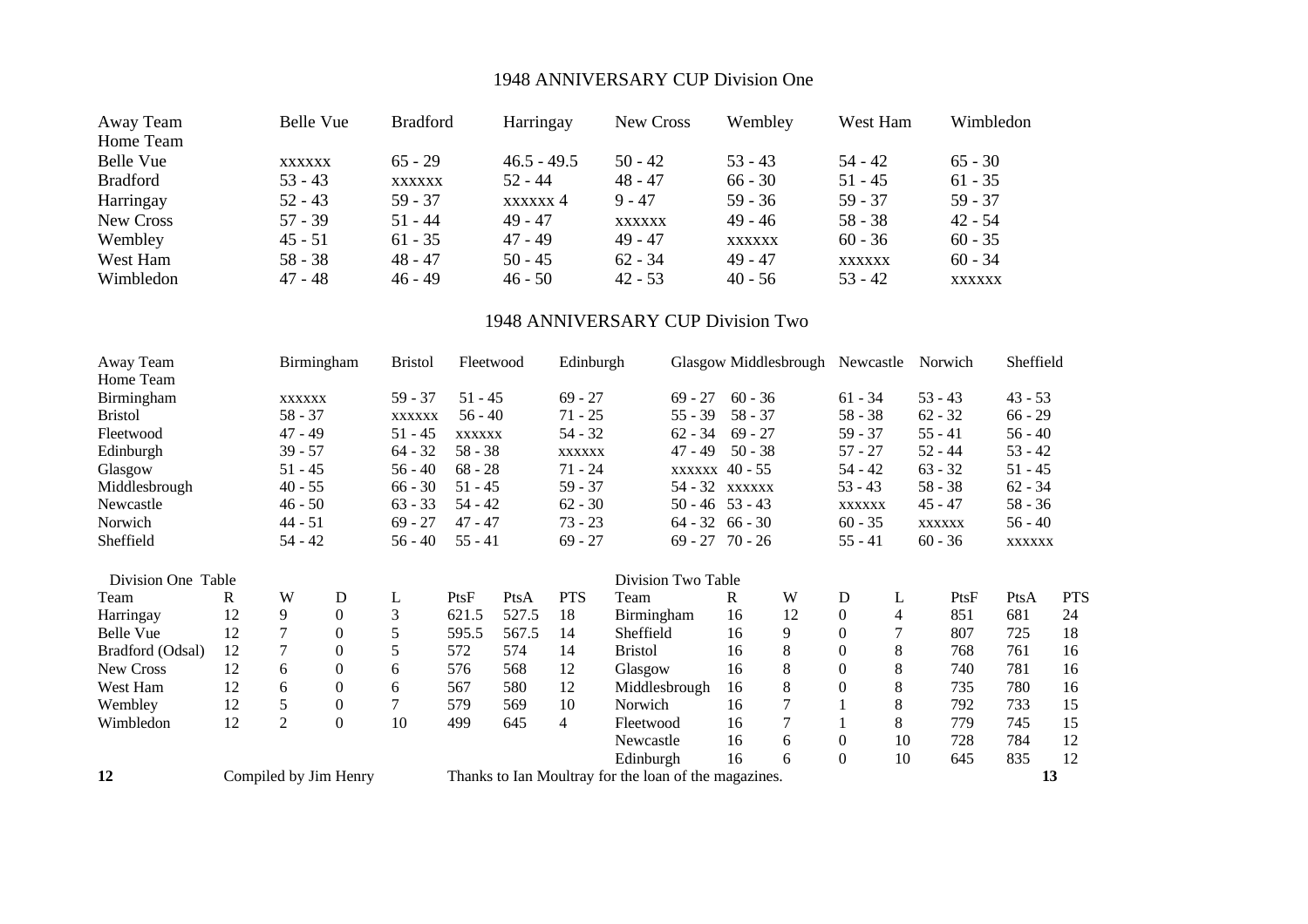# 1948 ANNIVERSARY CUP Division One

| Away Team / Home Team | Belle Vue | Bradford | Harringay | New Cross | Wembley | West Ham | Wimbledon |
|---|---|---|---|---|---|---|---|
| Belle Vue | xxxxxx | 65 - 29 | 46.5 - 49.5 | 50 - 42 | 53 - 43 | 54 - 42 | 65 - 30 |
| Bradford | 53 - 43 | xxxxxx | 52 - 44 | 48 - 47 | 66 - 30 | 51 - 45 | 61 - 35 |
| Harringay | 52 - 43 | 59 - 37 | xxxxxx 4 | 9 - 47 | 59 - 36 | 59 - 37 | 59 - 37 |
| New Cross | 57 - 39 | 51 - 44 | 49 - 47 | xxxxxx | 49 - 46 | 58 - 38 | 42 - 54 |
| Wembley | 45 - 51 | 61 - 35 | 47 - 49 | 49 - 47 | xxxxxx | 60 - 36 | 60 - 35 |
| West Ham | 58 - 38 | 48 - 47 | 50 - 45 | 62 - 34 | 49 - 47 | xxxxxx | 60 - 34 |
| Wimbledon | 47 - 48 | 46 - 49 | 46 - 50 | 42 - 53 | 40 - 56 | 53 - 42 | xxxxxx |

# 1948 ANNIVERSARY CUP Division Two

| Away Team / Home Team | Birmingham | Bristol | Fleetwood | Edinburgh | Glasgow | Middlesbrough | Newcastle | Norwich | Sheffield |
|---|---|---|---|---|---|---|---|---|---|
| Birmingham | xxxxxx | 59 - 37 | 51 - 45 | 69 - 27 | 69 - 27 | 60 - 36 | 61 - 34 | 53 - 43 | 43 - 53 |
| Bristol | 58 - 37 | xxxxxx | 56 - 40 | 71 - 25 | 55 - 39 | 58 - 37 | 58 - 38 | 62 - 32 | 66 - 29 |
| Fleetwood | 47 - 49 | 51 - 45 | xxxxxx | 54 - 32 | 62 - 34 | 69 - 27 | 59 - 37 | 55 - 41 | 56 - 40 |
| Edinburgh | 39 - 57 | 64 - 32 | 58 - 38 | xxxxxx | 47 - 49 | 50 - 38 | 57 - 27 | 52 - 44 | 53 - 42 |
| Glasgow | 51 - 45 | 56 - 40 | 68 - 28 | 71 - 24 | xxxxxx | 40 - 55 | 54 - 42 | 63 - 32 | 51 - 45 |
| Middlesbrough | 40 - 55 | 66 - 30 | 51 - 45 | 59 - 37 | 54 - 32 | xxxxxx | 53 - 43 | 58 - 38 | 62 - 34 |
| Newcastle | 46 - 50 | 63 - 33 | 54 - 42 | 62 - 30 | 50 - 46 | 53 - 43 | xxxxxx | 45 - 47 | 58 - 36 |
| Norwich | 44 - 51 | 69 - 27 | 47 - 47 | 73 - 23 | 64 - 32 | 66 - 30 | 60 - 35 | xxxxxx | 56 - 40 |
| Sheffield | 54 - 42 | 56 - 40 | 55 - 41 | 69 - 27 | 69 - 27 | 70 - 26 | 55 - 41 | 60 - 36 | xxxxxx |

Division One Table

| Team | R | W | D | L | PtsF | PtsA | PTS |
|---|---|---|---|---|---|---|---|
| Harringay | 12 | 9 | 0 | 3 | 621.5 | 527.5 | 18 |
| Belle Vue | 12 | 7 | 0 | 5 | 595.5 | 567.5 | 14 |
| Bradford (Odsal) | 12 | 7 | 0 | 5 | 572 | 574 | 14 |
| New Cross | 12 | 6 | 0 | 6 | 576 | 568 | 12 |
| West Ham | 12 | 6 | 0 | 6 | 567 | 580 | 12 |
| Wembley | 12 | 5 | 0 | 7 | 579 | 569 | 10 |
| Wimbledon | 12 | 2 | 0 | 10 | 499 | 645 | 4 |

Division Two Table

| Team | R | W | D | L | PtsF | PtsA | PTS |
|---|---|---|---|---|---|---|---|
| Birmingham | 16 | 12 | 0 | 4 | 851 | 681 | 24 |
| Sheffield | 16 | 9 | 0 | 7 | 807 | 725 | 18 |
| Bristol | 16 | 8 | 0 | 8 | 768 | 761 | 16 |
| Glasgow | 16 | 8 | 0 | 8 | 740 | 781 | 16 |
| Middlesbrough | 16 | 8 | 0 | 8 | 735 | 780 | 16 |
| Norwich | 16 | 7 | 1 | 8 | 792 | 733 | 15 |
| Fleetwood | 16 | 7 | 1 | 8 | 779 | 745 | 15 |
| Newcastle | 16 | 6 | 0 | 10 | 728 | 784 | 12 |
| Edinburgh | 16 | 6 | 0 | 10 | 645 | 835 | 12 |

Compiled by Jim Henry

Thanks to Ian Moultray for the loan of the magazines.